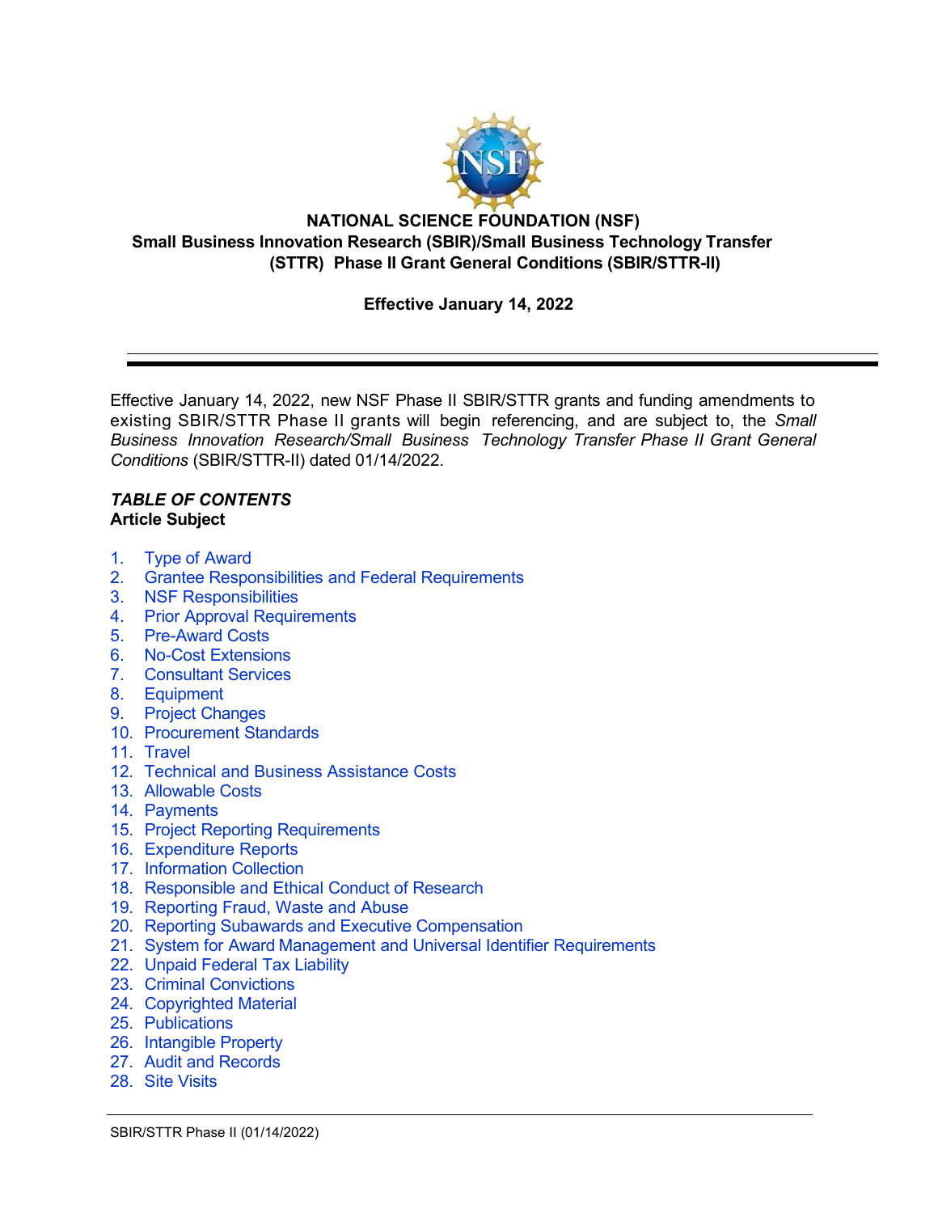# NATIONAL SCIENCE FOUNDATION (NSF)
## Small Business Innovation Research (SBIR)/Small Business Technology Transfer (STTR) Phase II Grant General Conditions (SBIR/STTR-II)

**Effective January 14, 2022**

---

Effective January 14, 2022, new NSF Phase II SBIR/STTR grants and funding amendments to existing SBIR/STTR Phase II grants will begin referencing, and are subject to, the *Small Business Innovation Research/Small Business Technology Transfer Phase II Grant General Conditions* (SBIR/STTR-II) dated 01/14/2022.

***TABLE OF CONTENTS***
**Article Subject**

1. Type of Award
2. Grantee Responsibilities and Federal Requirements
3. NSF Responsibilities
4. Prior Approval Requirements
5. Pre-Award Costs
6. No-Cost Extensions
7. Consultant Services
8. Equipment
9. Project Changes
10. Procurement Standards
11. Travel
12. Technical and Business Assistance Costs
13. Allowable Costs
14. Payments
15. Project Reporting Requirements
16. Expenditure Reports
17. Information Collection
18. Responsible and Ethical Conduct of Research
19. Reporting Fraud, Waste and Abuse
20. Reporting Subawards and Executive Compensation
21. System for Award Management and Universal Identifier Requirements
22. Unpaid Federal Tax Liability
23. Criminal Convictions
24. Copyrighted Material
25. Publications
26. Intangible Property
27. Audit and Records
28. Site Visits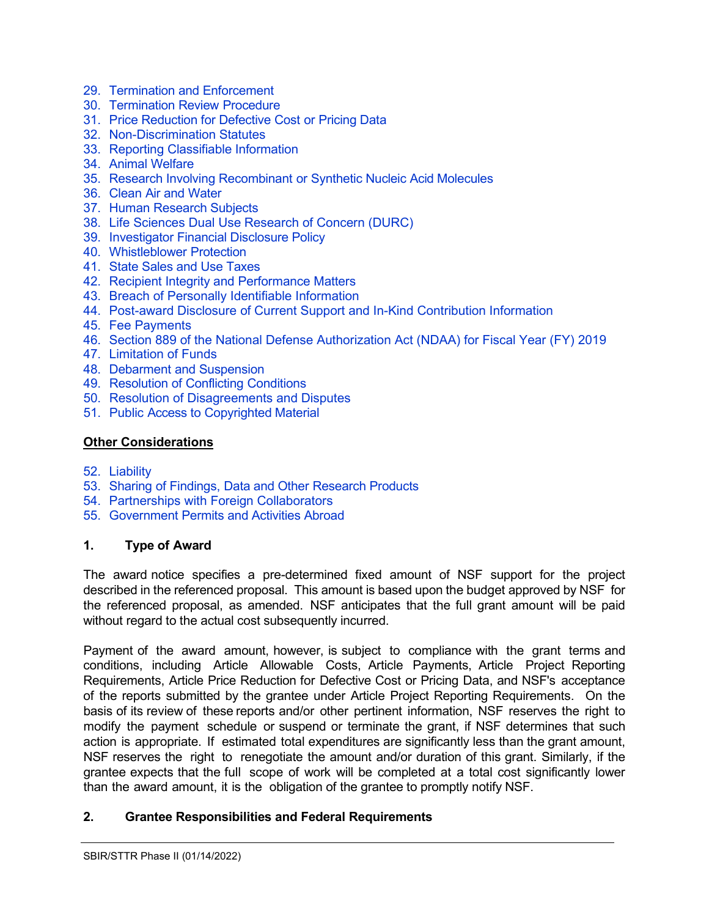29. Termination and Enforcement
30. Termination Review Procedure
31. Price Reduction for Defective Cost or Pricing Data
32. Non-Discrimination Statutes
33. Reporting Classifiable Information
34. Animal Welfare
35. Research Involving Recombinant or Synthetic Nucleic Acid Molecules
36. Clean Air and Water
37. Human Research Subjects
38. Life Sciences Dual Use Research of Concern (DURC)
39. Investigator Financial Disclosure Policy
40. Whistleblower Protection
41. State Sales and Use Taxes
42. Recipient Integrity and Performance Matters
43. Breach of Personally Identifiable Information
44. Post-award Disclosure of Current Support and In-Kind Contribution Information
45. Fee Payments
46. Section 889 of the National Defense Authorization Act (NDAA) for Fiscal Year (FY) 2019
47. Limitation of Funds
48. Debarment and Suspension
49. Resolution of Conflicting Conditions
50. Resolution of Disagreements and Disputes
51. Public Access to Copyrighted Material

**Other Considerations**

52. Liability
53. Sharing of Findings, Data and Other Research Products
54. Partnerships with Foreign Collaborators
55. Government Permits and Activities Abroad

### 1. Type of Award

The award notice specifies a pre-determined fixed amount of NSF support for the project described in the referenced proposal. This amount is based upon the budget approved by NSF for the referenced proposal, as amended. NSF anticipates that the full grant amount will be paid without regard to the actual cost subsequently incurred.

Payment of the award amount, however, is subject to compliance with the grant terms and conditions, including Article Allowable Costs, Article Payments, Article Project Reporting Requirements, Article Price Reduction for Defective Cost or Pricing Data, and NSF's acceptance of the reports submitted by the grantee under Article Project Reporting Requirements. On the basis of its review of these reports and/or other pertinent information, NSF reserves the right to modify the payment schedule or suspend or terminate the grant, if NSF determines that such action is appropriate. If estimated total expenditures are significantly less than the grant amount, NSF reserves the right to renegotiate the amount and/or duration of this grant. Similarly, if the grantee expects that the full scope of work will be completed at a total cost significantly lower than the award amount, it is the obligation of the grantee to promptly notify NSF.

### 2. Grantee Responsibilities and Federal Requirements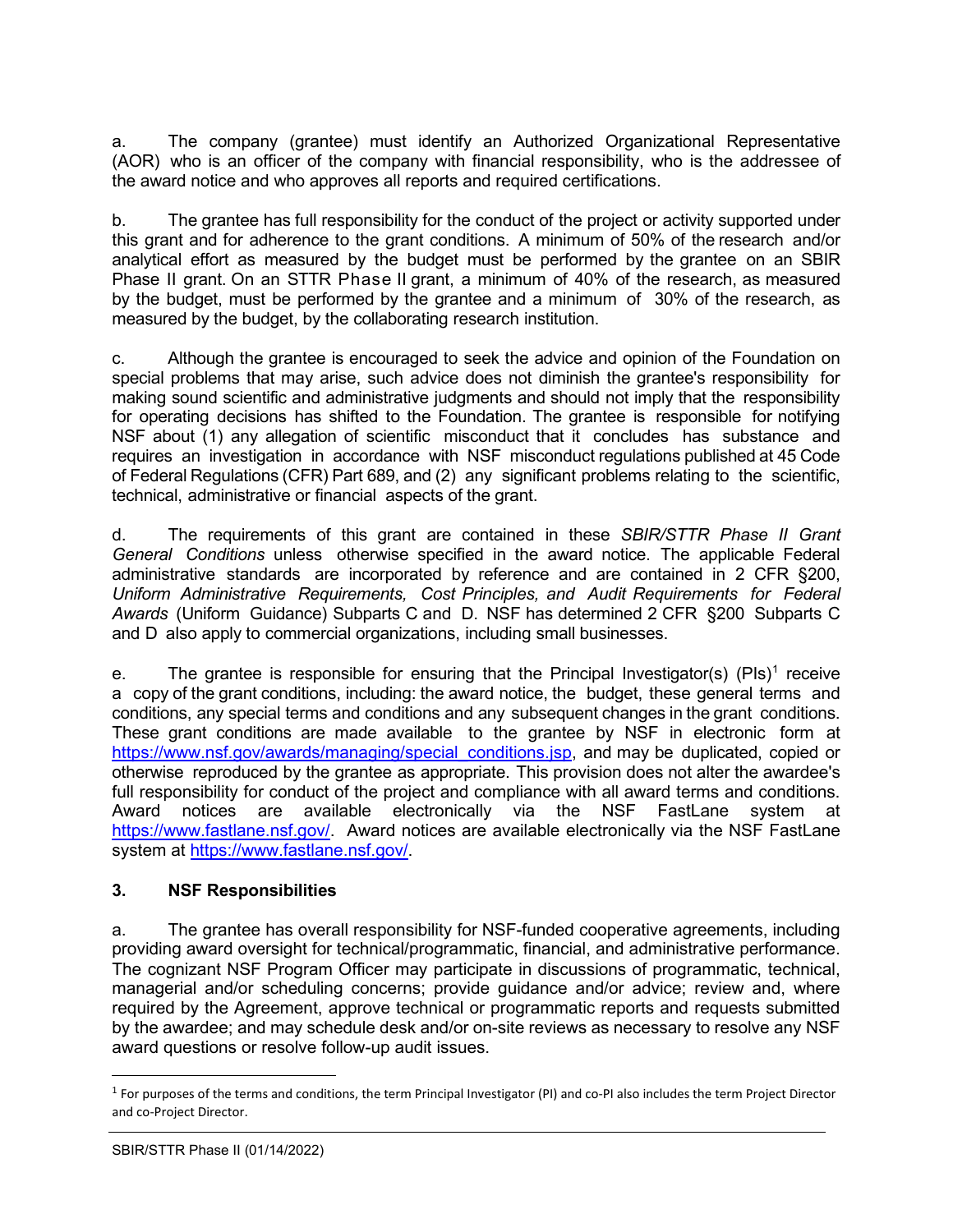a. The company (grantee) must identify an Authorized Organizational Representative (AOR) who is an officer of the company with financial responsibility, who is the addressee of the award notice and who approves all reports and required certifications.

b. The grantee has full responsibility for the conduct of the project or activity supported under this grant and for adherence to the grant conditions. A minimum of 50% of the research and/or analytical effort as measured by the budget must be performed by the grantee on an SBIR Phase II grant. On an STTR Phase II grant, a minimum of 40% of the research, as measured by the budget, must be performed by the grantee and a minimum of 30% of the research, as measured by the budget, by the collaborating research institution.

c. Although the grantee is encouraged to seek the advice and opinion of the Foundation on special problems that may arise, such advice does not diminish the grantee's responsibility for making sound scientific and administrative judgments and should not imply that the responsibility for operating decisions has shifted to the Foundation. The grantee is responsible for notifying NSF about (1) any allegation of scientific misconduct that it concludes has substance and requires an investigation in accordance with NSF misconduct regulations published at 45 Code of Federal Regulations (CFR) Part 689, and (2) any significant problems relating to the scientific, technical, administrative or financial aspects of the grant.

d. The requirements of this grant are contained in these *SBIR/STTR Phase II Grant General Conditions* unless otherwise specified in the award notice. The applicable Federal administrative standards are incorporated by reference and are contained in 2 CFR §200, *Uniform Administrative Requirements, Cost Principles, and Audit Requirements for Federal Awards* (Uniform Guidance) Subparts C and D. NSF has determined 2 CFR §200 Subparts C and D also apply to commercial organizations, including small businesses.

e. The grantee is responsible for ensuring that the Principal Investigator(s) (PIs)[1] receive a copy of the grant conditions, including: the award notice, the budget, these general terms and conditions, any special terms and conditions and any subsequent changes in the grant conditions. These grant conditions are made available to the grantee by NSF in electronic form at https://www.nsf.gov/awards/managing/special_conditions.jsp, and may be duplicated, copied or otherwise reproduced by the grantee as appropriate. This provision does not alter the awardee's full responsibility for conduct of the project and compliance with all award terms and conditions. Award notices are available electronically via the NSF FastLane system at https://www.fastlane.nsf.gov/. Award notices are available electronically via the NSF FastLane system at https://www.fastlane.nsf.gov/.

## 3. NSF Responsibilities

a. The grantee has overall responsibility for NSF-funded cooperative agreements, including providing award oversight for technical/programmatic, financial, and administrative performance. The cognizant NSF Program Officer may participate in discussions of programmatic, technical, managerial and/or scheduling concerns; provide guidance and/or advice; review and, where required by the Agreement, approve technical or programmatic reports and requests submitted by the awardee; and may schedule desk and/or on-site reviews as necessary to resolve any NSF award questions or resolve follow-up audit issues.

---

[1] For purposes of the terms and conditions, the term Principal Investigator (PI) and co-PI also includes the term Project Director and co-Project Director.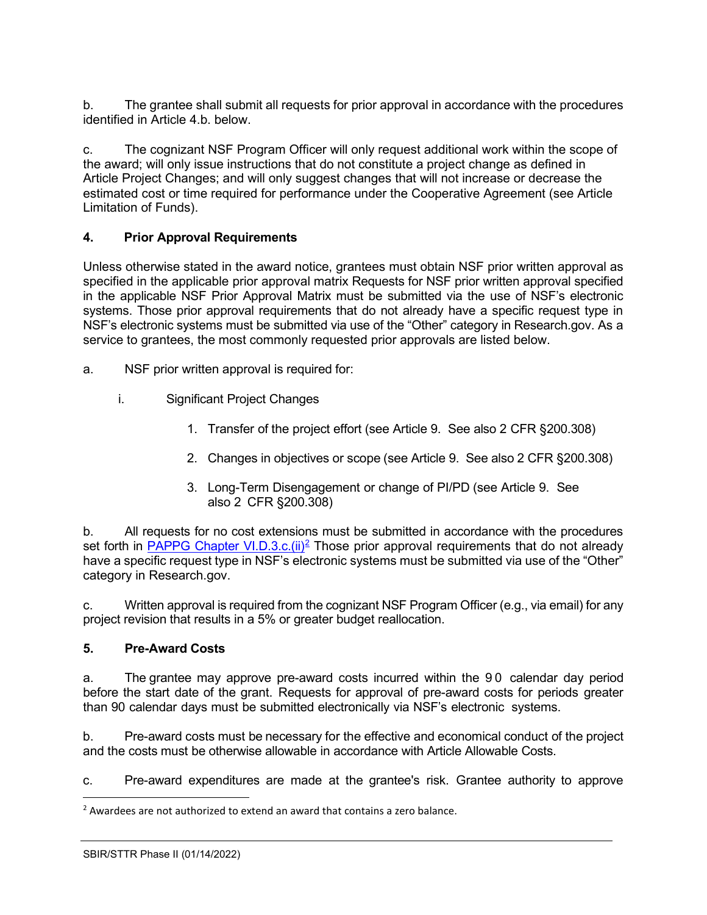b. The grantee shall submit all requests for prior approval in accordance with the procedures identified in Article 4.b. below.

c. The cognizant NSF Program Officer will only request additional work within the scope of the award; will only issue instructions that do not constitute a project change as defined in Article Project Changes; and will only suggest changes that will not increase or decrease the estimated cost or time required for performance under the Cooperative Agreement (see Article Limitation of Funds).

**4. Prior Approval Requirements**

Unless otherwise stated in the award notice, grantees must obtain NSF prior written approval as specified in the applicable prior approval matrix Requests for NSF prior written approval specified in the applicable NSF Prior Approval Matrix must be submitted via the use of NSF's electronic systems. Those prior approval requirements that do not already have a specific request type in NSF's electronic systems must be submitted via use of the "Other" category in Research.gov. As a service to grantees, the most commonly requested prior approvals are listed below.

a. NSF prior written approval is required for:

i. Significant Project Changes

1. Transfer of the project effort (see Article 9. See also 2 CFR §200.308)
2. Changes in objectives or scope (see Article 9. See also 2 CFR §200.308)
3. Long-Term Disengagement or change of PI/PD (see Article 9. See also 2 CFR §200.308)

b. All requests for no cost extensions must be submitted in accordance with the procedures set forth in PAPPG Chapter VI.D.3.c.(ii)[2] Those prior approval requirements that do not already have a specific request type in NSF's electronic systems must be submitted via use of the "Other" category in Research.gov.

c. Written approval is required from the cognizant NSF Program Officer (e.g., via email) for any project revision that results in a 5% or greater budget reallocation.

**5. Pre-Award Costs**

a. The grantee may approve pre-award costs incurred within the 90 calendar day period before the start date of the grant. Requests for approval of pre-award costs for periods greater than 90 calendar days must be submitted electronically via NSF's electronic systems.

b. Pre-award costs must be necessary for the effective and economical conduct of the project and the costs must be otherwise allowable in accordance with Article Allowable Costs.

c. Pre-award expenditures are made at the grantee's risk. Grantee authority to approve

[2] Awardees are not authorized to extend an award that contains a zero balance.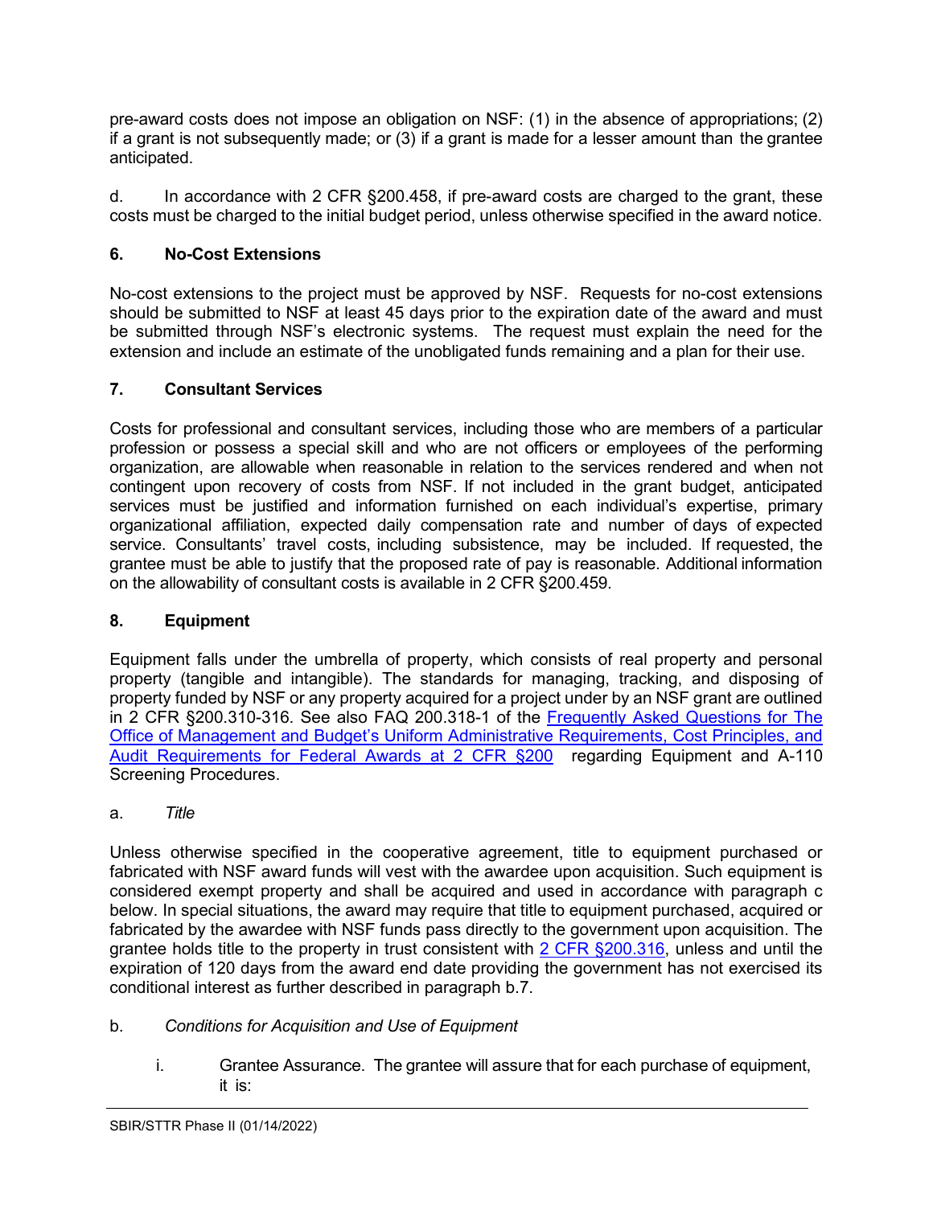pre-award costs does not impose an obligation on NSF: (1) in the absence of appropriations; (2) if a grant is not subsequently made; or (3) if a grant is made for a lesser amount than the grantee anticipated.

d. In accordance with 2 CFR §200.458, if pre-award costs are charged to the grant, these costs must be charged to the initial budget period, unless otherwise specified in the award notice.

### 6. No-Cost Extensions

No-cost extensions to the project must be approved by NSF. Requests for no-cost extensions should be submitted to NSF at least 45 days prior to the expiration date of the award and must be submitted through NSF's electronic systems. The request must explain the need for the extension and include an estimate of the unobligated funds remaining and a plan for their use.

### 7. Consultant Services

Costs for professional and consultant services, including those who are members of a particular profession or possess a special skill and who are not officers or employees of the performing organization, are allowable when reasonable in relation to the services rendered and when not contingent upon recovery of costs from NSF. If not included in the grant budget, anticipated services must be justified and information furnished on each individual's expertise, primary organizational affiliation, expected daily compensation rate and number of days of expected service. Consultants' travel costs, including subsistence, may be included. If requested, the grantee must be able to justify that the proposed rate of pay is reasonable. Additional information on the allowability of consultant costs is available in 2 CFR §200.459.

### 8. Equipment

Equipment falls under the umbrella of property, which consists of real property and personal property (tangible and intangible). The standards for managing, tracking, and disposing of property funded by NSF or any property acquired for a project under by an NSF grant are outlined in 2 CFR §200.310-316. See also FAQ 200.318-1 of the Frequently Asked Questions for The Office of Management and Budget's Uniform Administrative Requirements, Cost Principles, and Audit Requirements for Federal Awards at 2 CFR §200 regarding Equipment and A-110 Screening Procedures.

a. *Title*

Unless otherwise specified in the cooperative agreement, title to equipment purchased or fabricated with NSF award funds will vest with the awardee upon acquisition. Such equipment is considered exempt property and shall be acquired and used in accordance with paragraph c below. In special situations, the award may require that title to equipment purchased, acquired or fabricated by the awardee with NSF funds pass directly to the government upon acquisition. The grantee holds title to the property in trust consistent with 2 CFR §200.316, unless and until the expiration of 120 days from the award end date providing the government has not exercised its conditional interest as further described in paragraph b.7.

b. *Conditions for Acquisition and Use of Equipment*

i. Grantee Assurance. The grantee will assure that for each purchase of equipment, it is: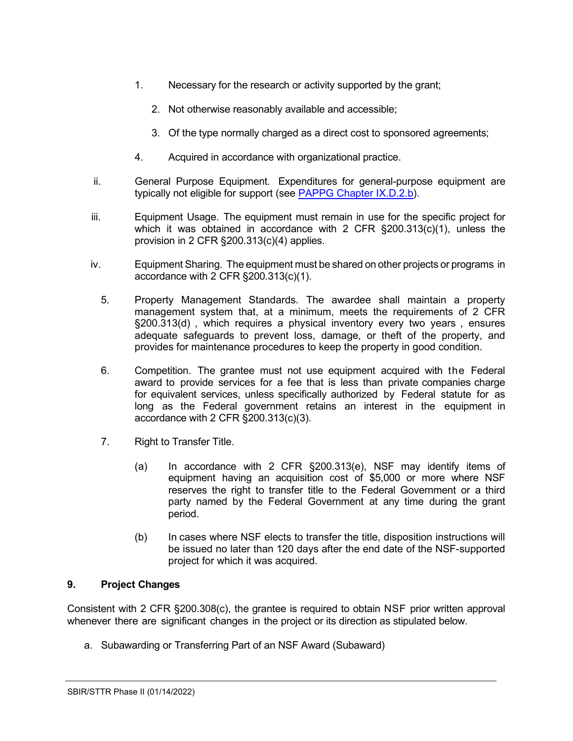1. Necessary for the research or activity supported by the grant;
2. Not otherwise reasonably available and accessible;
3. Of the type normally charged as a direct cost to sponsored agreements;
4. Acquired in accordance with organizational practice.

ii. General Purpose Equipment. Expenditures for general-purpose equipment are typically not eligible for support (see PAPPG Chapter IX.D.2.b).

iii. Equipment Usage. The equipment must remain in use for the specific project for which it was obtained in accordance with 2 CFR §200.313(c)(1), unless the provision in 2 CFR §200.313(c)(4) applies.

iv. Equipment Sharing. The equipment must be shared on other projects or programs in accordance with 2 CFR §200.313(c)(1).

5. Property Management Standards. The awardee shall maintain a property management system that, at a minimum, meets the requirements of 2 CFR §200.313(d) , which requires a physical inventory every two years , ensures adequate safeguards to prevent loss, damage, or theft of the property, and provides for maintenance procedures to keep the property in good condition.

6. Competition. The grantee must not use equipment acquired with the Federal award to provide services for a fee that is less than private companies charge for equivalent services, unless specifically authorized by Federal statute for as long as the Federal government retains an interest in the equipment in accordance with 2 CFR §200.313(c)(3).

7. Right to Transfer Title.

   (a) In accordance with 2 CFR §200.313(e), NSF may identify items of equipment having an acquisition cost of $5,000 or more where NSF reserves the right to transfer title to the Federal Government or a third party named by the Federal Government at any time during the grant period.

   (b) In cases where NSF elects to transfer the title, disposition instructions will be issued no later than 120 days after the end date of the NSF-supported project for which it was acquired.

## 9. Project Changes

Consistent with 2 CFR §200.308(c), the grantee is required to obtain NSF prior written approval whenever there are significant changes in the project or its direction as stipulated below.

a. Subawarding or Transferring Part of an NSF Award (Subaward)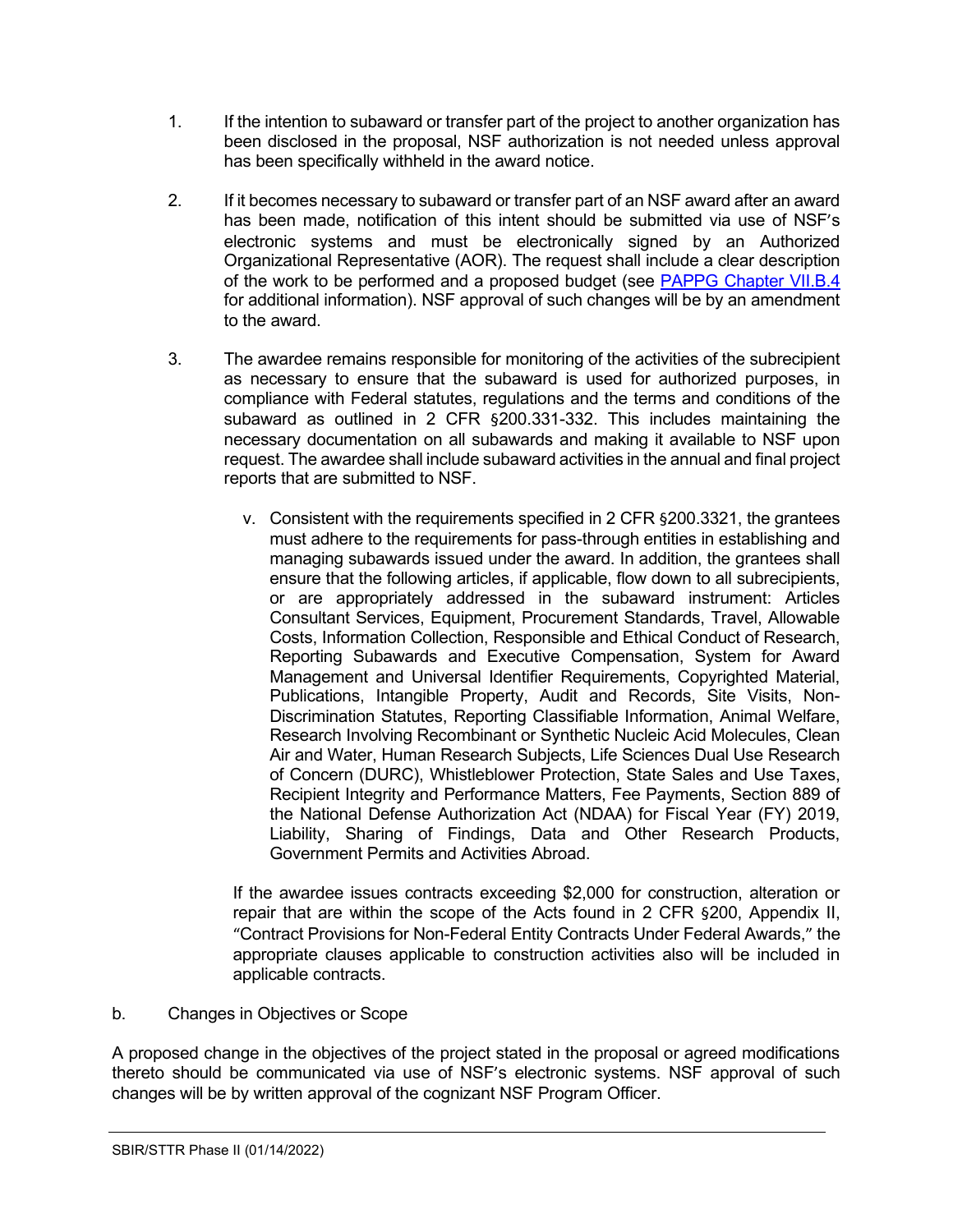1. If the intention to subaward or transfer part of the project to another organization has been disclosed in the proposal, NSF authorization is not needed unless approval has been specifically withheld in the award notice.

2. If it becomes necessary to subaward or transfer part of an NSF award after an award has been made, notification of this intent should be submitted via use of NSF's electronic systems and must be electronically signed by an Authorized Organizational Representative (AOR). The request shall include a clear description of the work to be performed and a proposed budget (see [PAPPG Chapter VII.B.4](PAPPG Chapter VII.B.4) for additional information). NSF approval of such changes will be by an amendment to the award.

3. The awardee remains responsible for monitoring of the activities of the subrecipient as necessary to ensure that the subaward is used for authorized purposes, in compliance with Federal statutes, regulations and the terms and conditions of the subaward as outlined in 2 CFR §200.331-332. This includes maintaining the necessary documentation on all subawards and making it available to NSF upon request. The awardee shall include subaward activities in the annual and final project reports that are submitted to NSF.

   v. Consistent with the requirements specified in 2 CFR §200.3321, the grantees must adhere to the requirements for pass-through entities in establishing and managing subawards issued under the award. In addition, the grantees shall ensure that the following articles, if applicable, flow down to all subrecipients, or are appropriately addressed in the subaward instrument: Articles Consultant Services, Equipment, Procurement Standards, Travel, Allowable Costs, Information Collection, Responsible and Ethical Conduct of Research, Reporting Subawards and Executive Compensation, System for Award Management and Universal Identifier Requirements, Copyrighted Material, Publications, Intangible Property, Audit and Records, Site Visits, Non-Discrimination Statutes, Reporting Classifiable Information, Animal Welfare, Research Involving Recombinant or Synthetic Nucleic Acid Molecules, Clean Air and Water, Human Research Subjects, Life Sciences Dual Use Research of Concern (DURC), Whistleblower Protection, State Sales and Use Taxes, Recipient Integrity and Performance Matters, Fee Payments, Section 889 of the National Defense Authorization Act (NDAA) for Fiscal Year (FY) 2019, Liability, Sharing of Findings, Data and Other Research Products, Government Permits and Activities Abroad.

   If the awardee issues contracts exceeding $2,000 for construction, alteration or repair that are within the scope of the Acts found in 2 CFR §200, Appendix II, "Contract Provisions for Non-Federal Entity Contracts Under Federal Awards," the appropriate clauses applicable to construction activities also will be included in applicable contracts.

b. Changes in Objectives or Scope

A proposed change in the objectives of the project stated in the proposal or agreed modifications thereto should be communicated via use of NSF's electronic systems. NSF approval of such changes will be by written approval of the cognizant NSF Program Officer.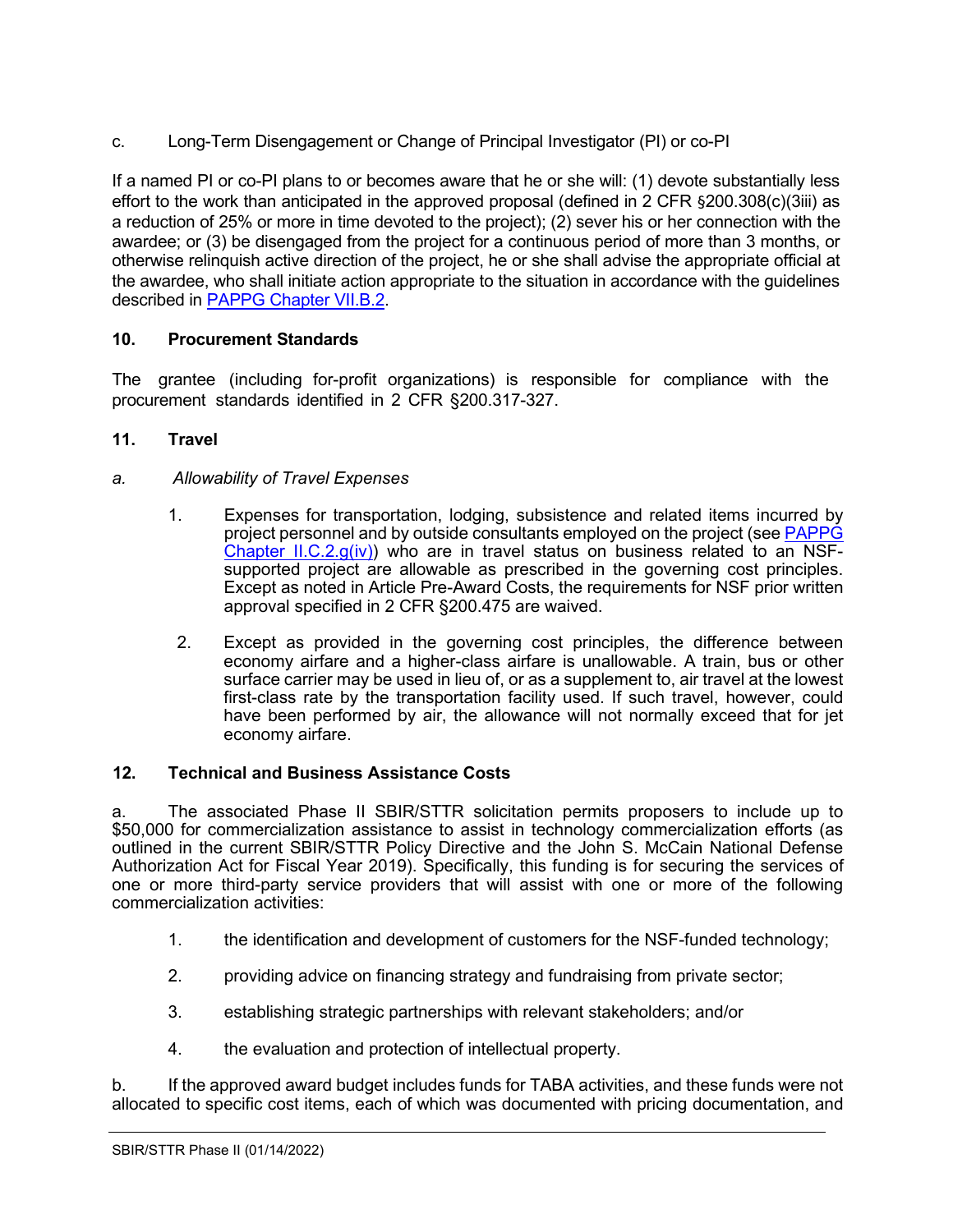c. Long-Term Disengagement or Change of Principal Investigator (PI) or co-PI

If a named PI or co-PI plans to or becomes aware that he or she will: (1) devote substantially less effort to the work than anticipated in the approved proposal (defined in 2 CFR §200.308(c)(3iii) as a reduction of 25% or more in time devoted to the project); (2) sever his or her connection with the awardee; or (3) be disengaged from the project for a continuous period of more than 3 months, or otherwise relinquish active direction of the project, he or she shall advise the appropriate official at the awardee, who shall initiate action appropriate to the situation in accordance with the guidelines described in PAPPG Chapter VII.B.2.

## 10. Procurement Standards

The grantee (including for-profit organizations) is responsible for compliance with the procurement standards identified in 2 CFR §200.317-327.

## 11. Travel

*a. Allowability of Travel Expenses*

1. Expenses for transportation, lodging, subsistence and related items incurred by project personnel and by outside consultants employed on the project (see PAPPG Chapter II.C.2.g(iv)) who are in travel status on business related to an NSF-supported project are allowable as prescribed in the governing cost principles. Except as noted in Article Pre-Award Costs, the requirements for NSF prior written approval specified in 2 CFR §200.475 are waived.

2. Except as provided in the governing cost principles, the difference between economy airfare and a higher-class airfare is unallowable. A train, bus or other surface carrier may be used in lieu of, or as a supplement to, air travel at the lowest first-class rate by the transportation facility used. If such travel, however, could have been performed by air, the allowance will not normally exceed that for jet economy airfare.

## 12. Technical and Business Assistance Costs

a. The associated Phase II SBIR/STTR solicitation permits proposers to include up to $50,000 for commercialization assistance to assist in technology commercialization efforts (as outlined in the current SBIR/STTR Policy Directive and the John S. McCain National Defense Authorization Act for Fiscal Year 2019). Specifically, this funding is for securing the services of one or more third-party service providers that will assist with one or more of the following commercialization activities:

1. the identification and development of customers for the NSF-funded technology;

2. providing advice on financing strategy and fundraising from private sector;

3. establishing strategic partnerships with relevant stakeholders; and/or

4. the evaluation and protection of intellectual property.

b. If the approved award budget includes funds for TABA activities, and these funds were not allocated to specific cost items, each of which was documented with pricing documentation, and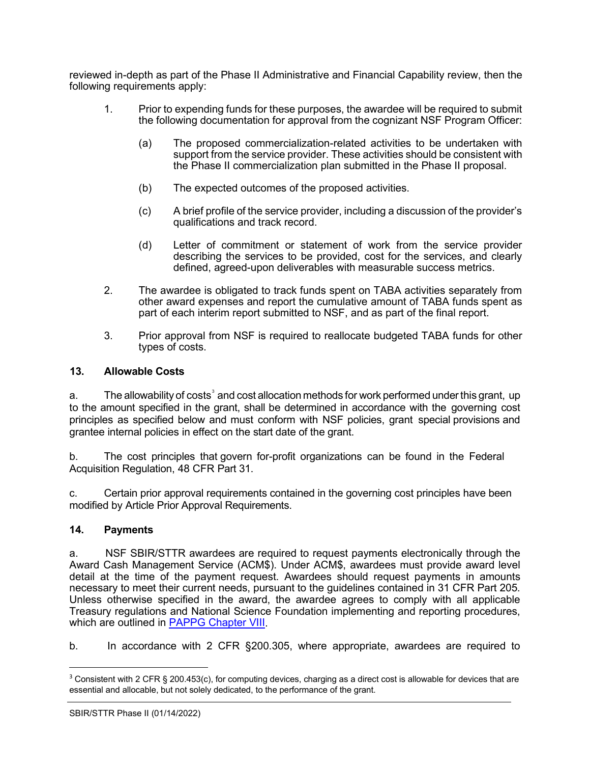reviewed in-depth as part of the Phase II Administrative and Financial Capability review, then the following requirements apply:

1. Prior to expending funds for these purposes, the awardee will be required to submit the following documentation for approval from the cognizant NSF Program Officer:

   (a) The proposed commercialization-related activities to be undertaken with support from the service provider. These activities should be consistent with the Phase II commercialization plan submitted in the Phase II proposal.

   (b) The expected outcomes of the proposed activities.

   (c) A brief profile of the service provider, including a discussion of the provider's qualifications and track record.

   (d) Letter of commitment or statement of work from the service provider describing the services to be provided, cost for the services, and clearly defined, agreed-upon deliverables with measurable success metrics.

2. The awardee is obligated to track funds spent on TABA activities separately from other award expenses and report the cumulative amount of TABA funds spent as part of each interim report submitted to NSF, and as part of the final report.

3. Prior approval from NSF is required to reallocate budgeted TABA funds for other types of costs.

## 13. Allowable Costs

a. The allowability of costs[3] and cost allocation methods for work performed under this grant, up to the amount specified in the grant, shall be determined in accordance with the governing cost principles as specified below and must conform with NSF policies, grant special provisions and grantee internal policies in effect on the start date of the grant.

b. The cost principles that govern for-profit organizations can be found in the Federal Acquisition Regulation, 48 CFR Part 31.

c. Certain prior approval requirements contained in the governing cost principles have been modified by Article Prior Approval Requirements.

## 14. Payments

a. NSF SBIR/STTR awardees are required to request payments electronically through the Award Cash Management Service (ACM$). Under ACM$, awardees must provide award level detail at the time of the payment request. Awardees should request payments in amounts necessary to meet their current needs, pursuant to the guidelines contained in 31 CFR Part 205. Unless otherwise specified in the award, the awardee agrees to comply with all applicable Treasury regulations and National Science Foundation implementing and reporting procedures, which are outlined in [PAPPG Chapter VIII](PAPPG Chapter VIII).

b. In accordance with 2 CFR §200.305, where appropriate, awardees are required to

---

[3] Consistent with 2 CFR § 200.453(c), for computing devices, charging as a direct cost is allowable for devices that are essential and allocable, but not solely dedicated, to the performance of the grant.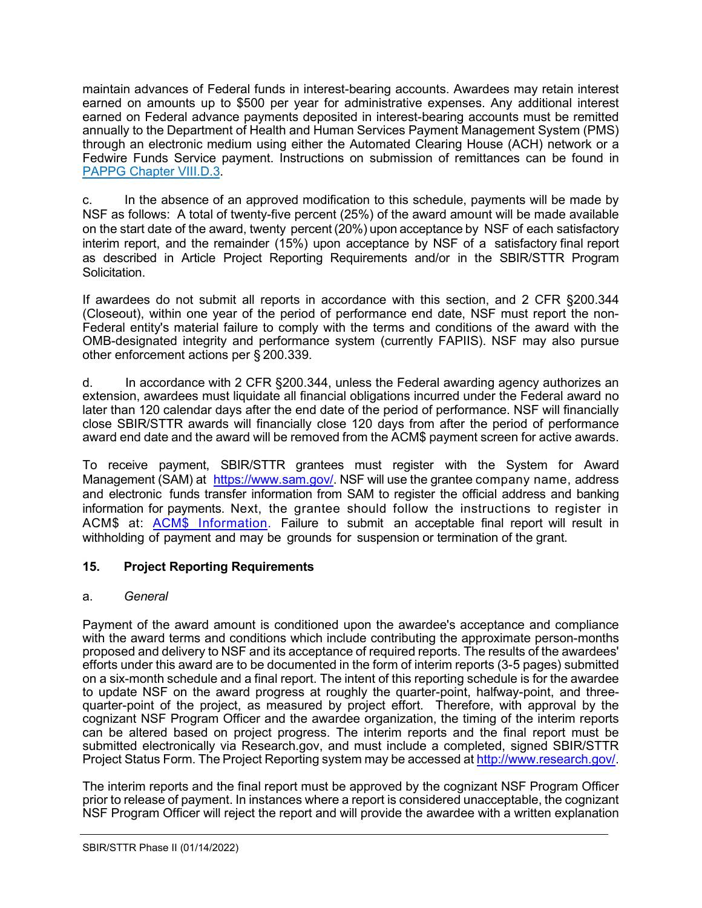maintain advances of Federal funds in interest-bearing accounts. Awardees may retain interest earned on amounts up to $500 per year for administrative expenses. Any additional interest earned on Federal advance payments deposited in interest-bearing accounts must be remitted annually to the Department of Health and Human Services Payment Management System (PMS) through an electronic medium using either the Automated Clearing House (ACH) network or a Fedwire Funds Service payment. Instructions on submission of remittances can be found in [PAPPG Chapter VIII.D.3](PAPPG Chapter VIII.D.3).

c. In the absence of an approved modification to this schedule, payments will be made by NSF as follows: A total of twenty-five percent (25%) of the award amount will be made available on the start date of the award, twenty percent (20%) upon acceptance by NSF of each satisfactory interim report, and the remainder (15%) upon acceptance by NSF of a satisfactory final report as described in Article Project Reporting Requirements and/or in the SBIR/STTR Program Solicitation.

If awardees do not submit all reports in accordance with this section, and 2 CFR §200.344 (Closeout), within one year of the period of performance end date, NSF must report the non-Federal entity's material failure to comply with the terms and conditions of the award with the OMB-designated integrity and performance system (currently FAPIIS). NSF may also pursue other enforcement actions per § 200.339.

d. In accordance with 2 CFR §200.344, unless the Federal awarding agency authorizes an extension, awardees must liquidate all financial obligations incurred under the Federal award no later than 120 calendar days after the end date of the period of performance. NSF will financially close SBIR/STTR awards will financially close 120 days from after the period of performance award end date and the award will be removed from the ACM$ payment screen for active awards.

To receive payment, SBIR/STTR grantees must register with the System for Award Management (SAM) at https://www.sam.gov/. NSF will use the grantee company name, address and electronic funds transfer information from SAM to register the official address and banking information for payments. Next, the grantee should follow the instructions to register in ACM$ at: ACM$ Information. Failure to submit an acceptable final report will result in withholding of payment and may be grounds for suspension or termination of the grant.

## 15. Project Reporting Requirements

a. *General*

Payment of the award amount is conditioned upon the awardee's acceptance and compliance with the award terms and conditions which include contributing the approximate person-months proposed and delivery to NSF and its acceptance of required reports. The results of the awardees' efforts under this award are to be documented in the form of interim reports (3-5 pages) submitted on a six-month schedule and a final report. The intent of this reporting schedule is for the awardee to update NSF on the award progress at roughly the quarter-point, halfway-point, and three-quarter-point of the project, as measured by project effort. Therefore, with approval by the cognizant NSF Program Officer and the awardee organization, the timing of the interim reports can be altered based on project progress. The interim reports and the final report must be submitted electronically via Research.gov, and must include a completed, signed SBIR/STTR Project Status Form. The Project Reporting system may be accessed at http://www.research.gov/.

The interim reports and the final report must be approved by the cognizant NSF Program Officer prior to release of payment. In instances where a report is considered unacceptable, the cognizant NSF Program Officer will reject the report and will provide the awardee with a written explanation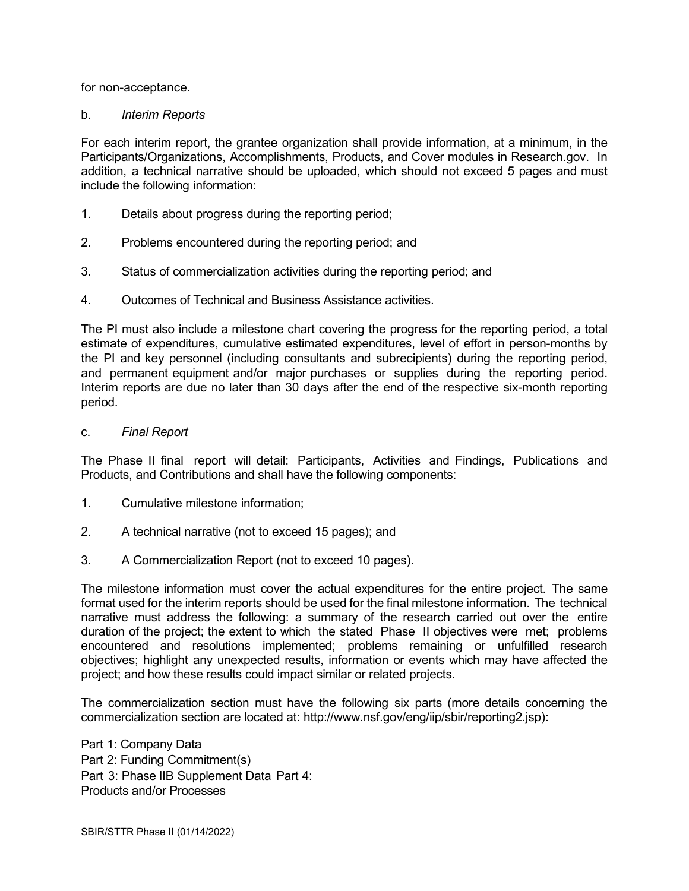for non-acceptance.

b. *Interim Reports*

For each interim report, the grantee organization shall provide information, at a minimum, in the Participants/Organizations, Accomplishments, Products, and Cover modules in Research.gov. In addition, a technical narrative should be uploaded, which should not exceed 5 pages and must include the following information:

1. Details about progress during the reporting period;

2. Problems encountered during the reporting period; and

3. Status of commercialization activities during the reporting period; and

4. Outcomes of Technical and Business Assistance activities.

The PI must also include a milestone chart covering the progress for the reporting period, a total estimate of expenditures, cumulative estimated expenditures, level of effort in person-months by the PI and key personnel (including consultants and subrecipients) during the reporting period, and permanent equipment and/or major purchases or supplies during the reporting period. Interim reports are due no later than 30 days after the end of the respective six-month reporting period.

c. *Final Report*

The Phase II final report will detail: Participants, Activities and Findings, Publications and Products, and Contributions and shall have the following components:

1. Cumulative milestone information;

2. A technical narrative (not to exceed 15 pages); and

3. A Commercialization Report (not to exceed 10 pages).

The milestone information must cover the actual expenditures for the entire project. The same format used for the interim reports should be used for the final milestone information. The technical narrative must address the following: a summary of the research carried out over the entire duration of the project; the extent to which the stated Phase II objectives were met; problems encountered and resolutions implemented; problems remaining or unfulfilled research objectives; highlight any unexpected results, information or events which may have affected the project; and how these results could impact similar or related projects.

The commercialization section must have the following six parts (more details concerning the commercialization section are located at: http://www.nsf.gov/eng/iip/sbir/reporting2.jsp):

Part 1: Company Data
Part 2: Funding Commitment(s)
Part 3: Phase IIB Supplement Data Part 4:
Products and/or Processes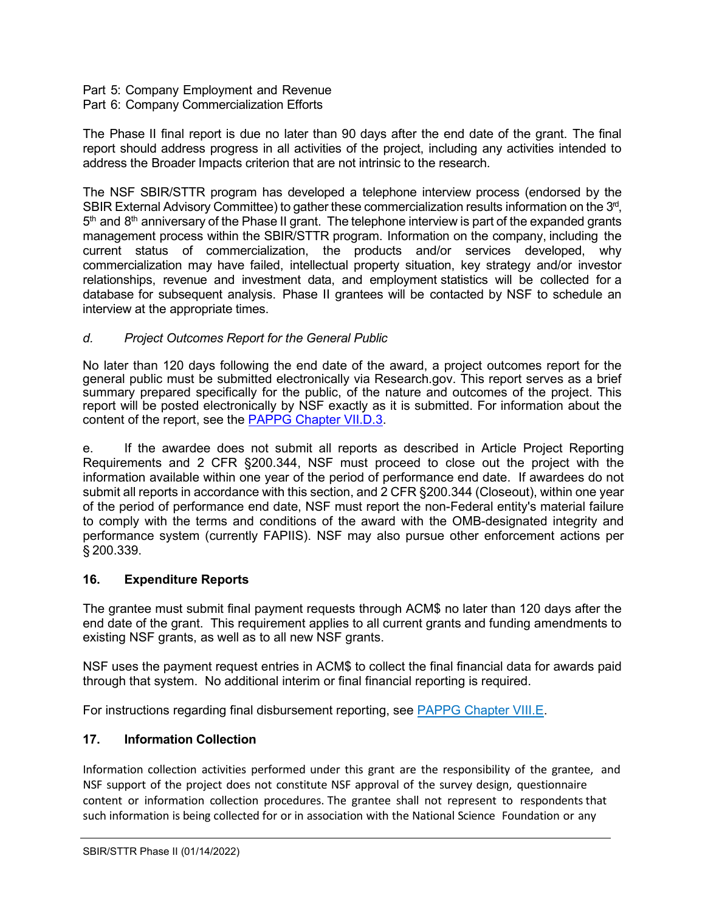Part 5: Company Employment and Revenue
Part 6: Company Commercialization Efforts

The Phase II final report is due no later than 90 days after the end date of the grant. The final report should address progress in all activities of the project, including any activities intended to address the Broader Impacts criterion that are not intrinsic to the research.

The NSF SBIR/STTR program has developed a telephone interview process (endorsed by the SBIR External Advisory Committee) to gather these commercialization results information on the 3rd, 5th and 8th anniversary of the Phase II grant. The telephone interview is part of the expanded grants management process within the SBIR/STTR program. Information on the company, including the current status of commercialization, the products and/or services developed, why commercialization may have failed, intellectual property situation, key strategy and/or investor relationships, revenue and investment data, and employment statistics will be collected for a database for subsequent analysis. Phase II grantees will be contacted by NSF to schedule an interview at the appropriate times.

*d. Project Outcomes Report for the General Public*

No later than 120 days following the end date of the award, a project outcomes report for the general public must be submitted electronically via Research.gov. This report serves as a brief summary prepared specifically for the public, of the nature and outcomes of the project. This report will be posted electronically by NSF exactly as it is submitted. For information about the content of the report, see the [PAPPG Chapter VII.D.3](PAPPG Chapter VII.D.3).

e. If the awardee does not submit all reports as described in Article Project Reporting Requirements and 2 CFR §200.344, NSF must proceed to close out the project with the information available within one year of the period of performance end date. If awardees do not submit all reports in accordance with this section, and 2 CFR §200.344 (Closeout), within one year of the period of performance end date, NSF must report the non-Federal entity's material failure to comply with the terms and conditions of the award with the OMB-designated integrity and performance system (currently FAPIIS). NSF may also pursue other enforcement actions per § 200.339.

## 16. Expenditure Reports

The grantee must submit final payment requests through ACM$ no later than 120 days after the end date of the grant. This requirement applies to all current grants and funding amendments to existing NSF grants, as well as to all new NSF grants.

NSF uses the payment request entries in ACM$ to collect the final financial data for awards paid through that system. No additional interim or final financial reporting is required.

For instructions regarding final disbursement reporting, see [PAPPG Chapter VIII.E](PAPPG Chapter VIII.E).

## 17. Information Collection

Information collection activities performed under this grant are the responsibility of the grantee, and NSF support of the project does not constitute NSF approval of the survey design, questionnaire content or information collection procedures. The grantee shall not represent to respondents that such information is being collected for or in association with the National Science Foundation or any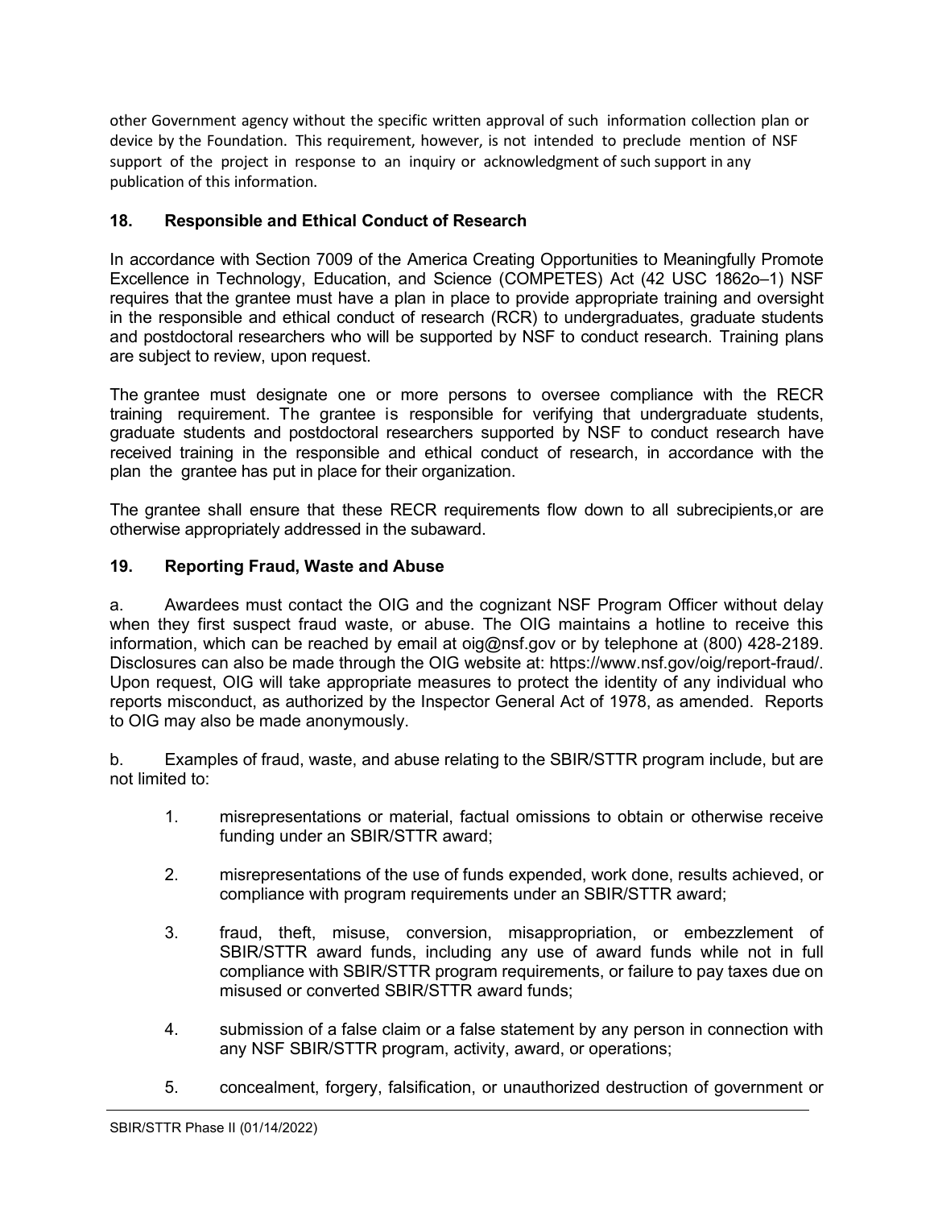other Government agency without the specific written approval of such information collection plan or device by the Foundation. This requirement, however, is not intended to preclude mention of NSF support of the project in response to an inquiry or acknowledgment of such support in any publication of this information.

## 18. Responsible and Ethical Conduct of Research

In accordance with Section 7009 of the America Creating Opportunities to Meaningfully Promote Excellence in Technology, Education, and Science (COMPETES) Act (42 USC 1862o–1) NSF requires that the grantee must have a plan in place to provide appropriate training and oversight in the responsible and ethical conduct of research (RCR) to undergraduates, graduate students and postdoctoral researchers who will be supported by NSF to conduct research. Training plans are subject to review, upon request.

The grantee must designate one or more persons to oversee compliance with the RECR training requirement. The grantee is responsible for verifying that undergraduate students, graduate students and postdoctoral researchers supported by NSF to conduct research have received training in the responsible and ethical conduct of research, in accordance with the plan the grantee has put in place for their organization.

The grantee shall ensure that these RECR requirements flow down to all subrecipients,or are otherwise appropriately addressed in the subaward.

## 19. Reporting Fraud, Waste and Abuse

a. Awardees must contact the OIG and the cognizant NSF Program Officer without delay when they first suspect fraud waste, or abuse. The OIG maintains a hotline to receive this information, which can be reached by email at oig@nsf.gov or by telephone at (800) 428-2189. Disclosures can also be made through the OIG website at: https://www.nsf.gov/oig/report-fraud/. Upon request, OIG will take appropriate measures to protect the identity of any individual who reports misconduct, as authorized by the Inspector General Act of 1978, as amended. Reports to OIG may also be made anonymously.

b. Examples of fraud, waste, and abuse relating to the SBIR/STTR program include, but are not limited to:

1. misrepresentations or material, factual omissions to obtain or otherwise receive funding under an SBIR/STTR award;

2. misrepresentations of the use of funds expended, work done, results achieved, or compliance with program requirements under an SBIR/STTR award;

3. fraud, theft, misuse, conversion, misappropriation, or embezzlement of SBIR/STTR award funds, including any use of award funds while not in full compliance with SBIR/STTR program requirements, or failure to pay taxes due on misused or converted SBIR/STTR award funds;

4. submission of a false claim or a false statement by any person in connection with any NSF SBIR/STTR program, activity, award, or operations;

5. concealment, forgery, falsification, or unauthorized destruction of government or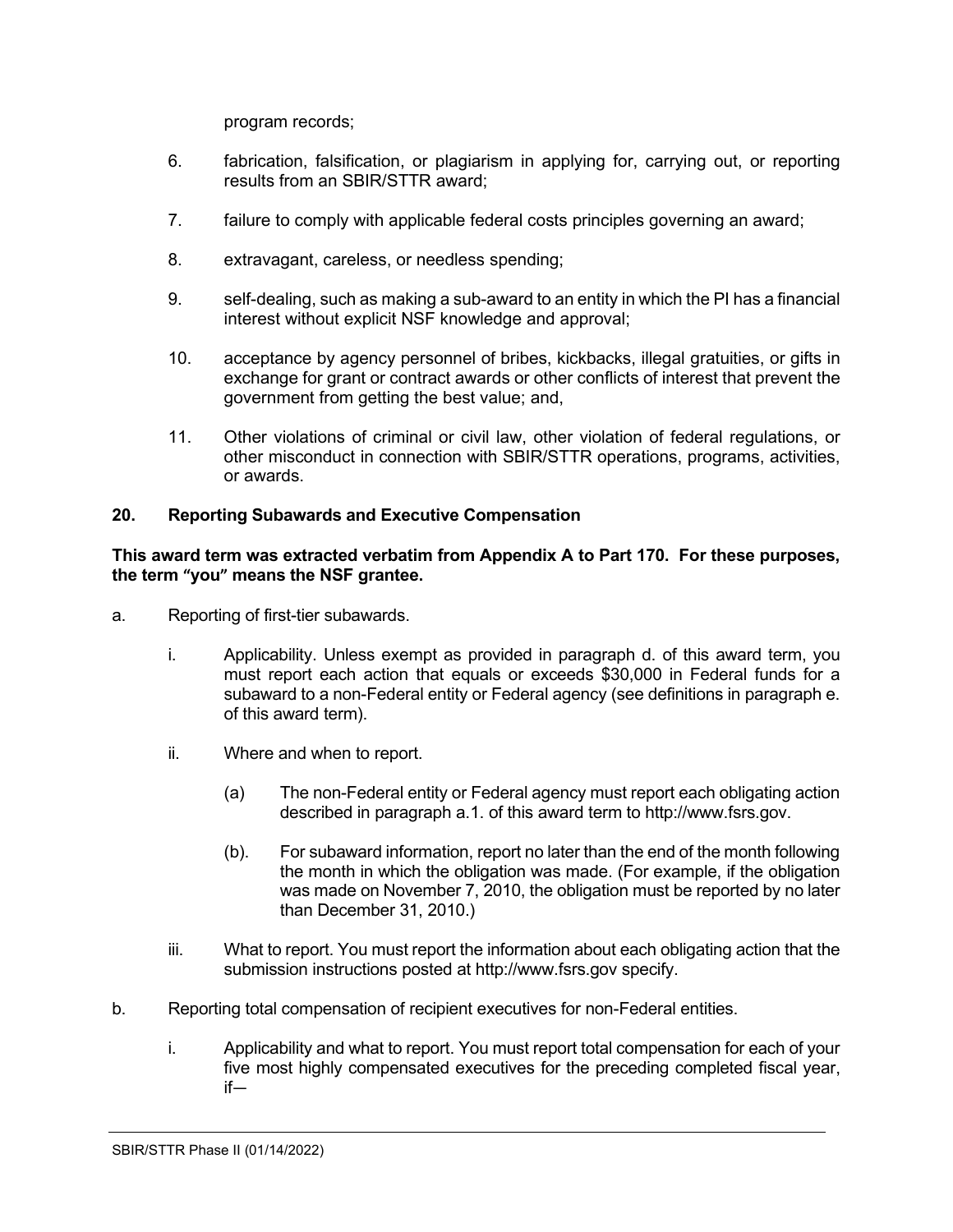program records;

6. fabrication, falsification, or plagiarism in applying for, carrying out, or reporting results from an SBIR/STTR award;

7. failure to comply with applicable federal costs principles governing an award;

8. extravagant, careless, or needless spending;

9. self-dealing, such as making a sub-award to an entity in which the PI has a financial interest without explicit NSF knowledge and approval;

10. acceptance by agency personnel of bribes, kickbacks, illegal gratuities, or gifts in exchange for grant or contract awards or other conflicts of interest that prevent the government from getting the best value; and,

11. Other violations of criminal or civil law, other violation of federal regulations, or other misconduct in connection with SBIR/STTR operations, programs, activities, or awards.

## 20. Reporting Subawards and Executive Compensation

**This award term was extracted verbatim from Appendix A to Part 170. For these purposes, the term "you" means the NSF grantee.**

a. Reporting of first-tier subawards.

   i. Applicability. Unless exempt as provided in paragraph d. of this award term, you must report each action that equals or exceeds $30,000 in Federal funds for a subaward to a non-Federal entity or Federal agency (see definitions in paragraph e. of this award term).

   ii. Where and when to report.

      (a) The non-Federal entity or Federal agency must report each obligating action described in paragraph a.1. of this award term to http://www.fsrs.gov.

      (b). For subaward information, report no later than the end of the month following the month in which the obligation was made. (For example, if the obligation was made on November 7, 2010, the obligation must be reported by no later than December 31, 2010.)

   iii. What to report. You must report the information about each obligating action that the submission instructions posted at http://www.fsrs.gov specify.

b. Reporting total compensation of recipient executives for non-Federal entities.

   i. Applicability and what to report. You must report total compensation for each of your five most highly compensated executives for the preceding completed fiscal year, if—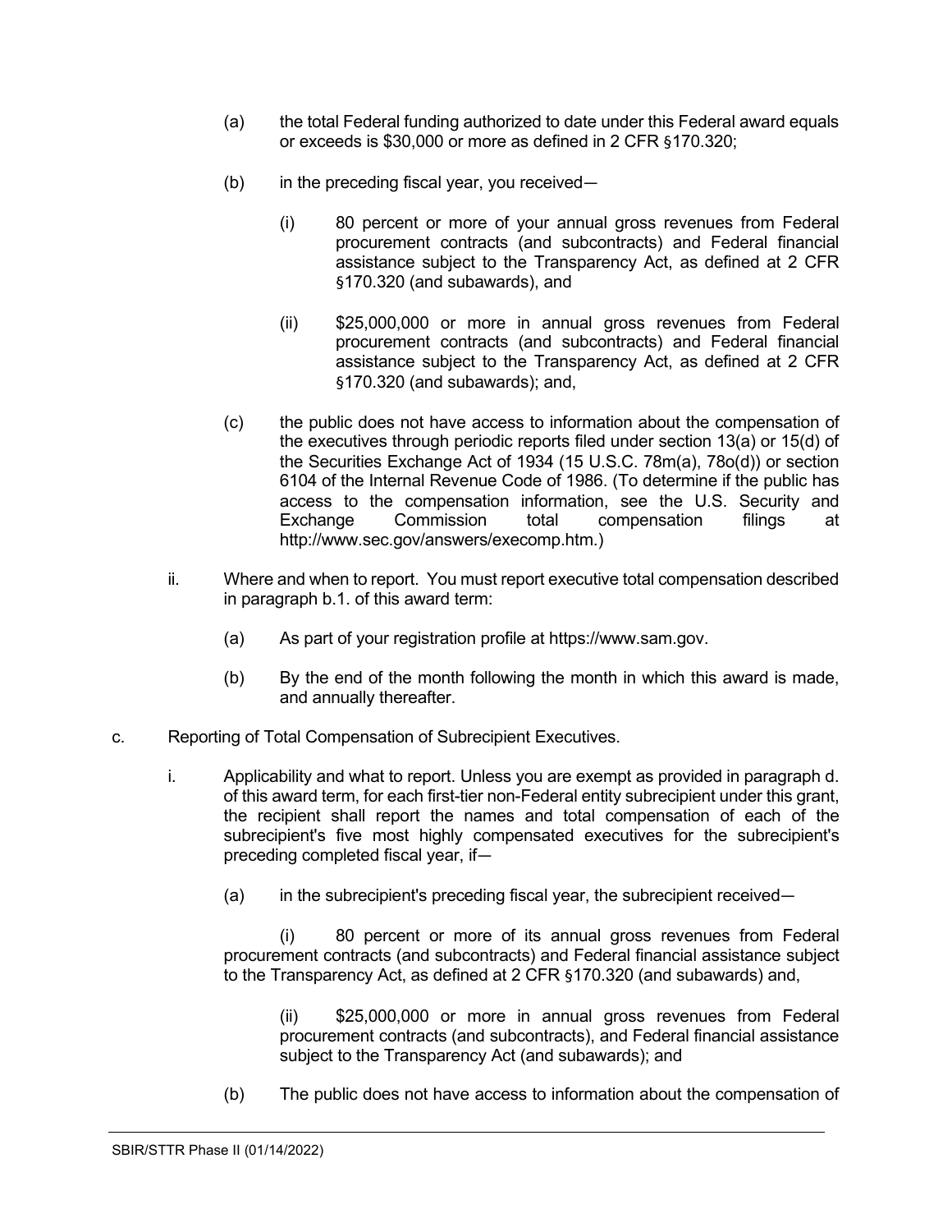(a) the total Federal funding authorized to date under this Federal award equals or exceeds is $30,000 or more as defined in 2 CFR §170.320;

(b) in the preceding fiscal year, you received—

(i) 80 percent or more of your annual gross revenues from Federal procurement contracts (and subcontracts) and Federal financial assistance subject to the Transparency Act, as defined at 2 CFR §170.320 (and subawards), and

(ii) $25,000,000 or more in annual gross revenues from Federal procurement contracts (and subcontracts) and Federal financial assistance subject to the Transparency Act, as defined at 2 CFR §170.320 (and subawards); and,

(c) the public does not have access to information about the compensation of the executives through periodic reports filed under section 13(a) or 15(d) of the Securities Exchange Act of 1934 (15 U.S.C. 78m(a), 78o(d)) or section 6104 of the Internal Revenue Code of 1986. (To determine if the public has access to the compensation information, see the U.S. Security and Exchange Commission total compensation filings at http://www.sec.gov/answers/execomp.htm.)

ii. Where and when to report. You must report executive total compensation described in paragraph b.1. of this award term:

(a) As part of your registration profile at https://www.sam.gov.

(b) By the end of the month following the month in which this award is made, and annually thereafter.

c. Reporting of Total Compensation of Subrecipient Executives.

i. Applicability and what to report. Unless you are exempt as provided in paragraph d. of this award term, for each first-tier non-Federal entity subrecipient under this grant, the recipient shall report the names and total compensation of each of the subrecipient's five most highly compensated executives for the subrecipient's preceding completed fiscal year, if—

(a) in the subrecipient's preceding fiscal year, the subrecipient received—

(i) 80 percent or more of its annual gross revenues from Federal procurement contracts (and subcontracts) and Federal financial assistance subject to the Transparency Act, as defined at 2 CFR §170.320 (and subawards) and,

(ii) $25,000,000 or more in annual gross revenues from Federal procurement contracts (and subcontracts), and Federal financial assistance subject to the Transparency Act (and subawards); and

(b) The public does not have access to information about the compensation of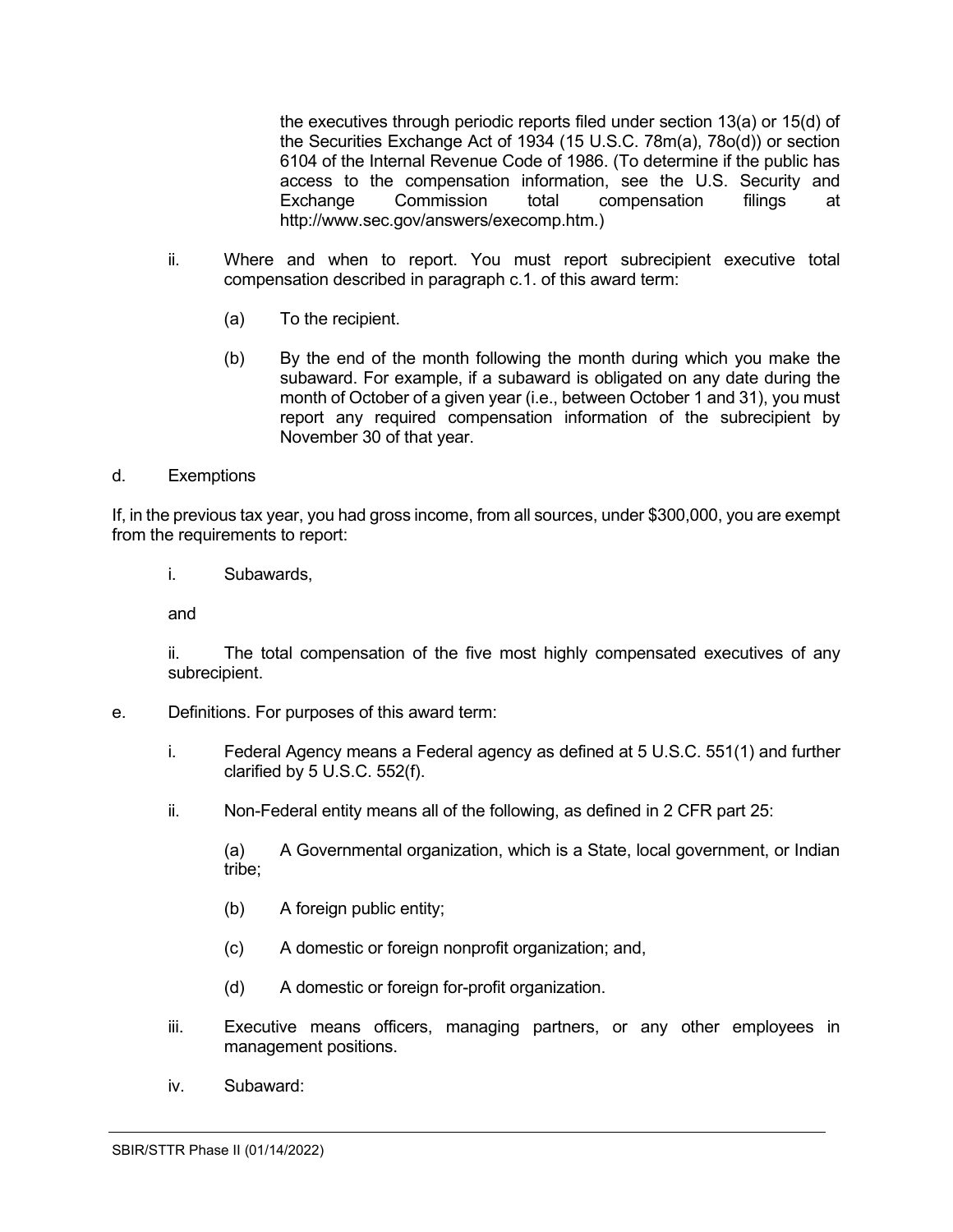the executives through periodic reports filed under section 13(a) or 15(d) of the Securities Exchange Act of 1934 (15 U.S.C. 78m(a), 78o(d)) or section 6104 of the Internal Revenue Code of 1986. (To determine if the public has access to the compensation information, see the U.S. Security and Exchange Commission total compensation filings at http://www.sec.gov/answers/execomp.htm.)

ii. Where and when to report. You must report subrecipient executive total compensation described in paragraph c.1. of this award term:

(a) To the recipient.

(b) By the end of the month following the month during which you make the subaward. For example, if a subaward is obligated on any date during the month of October of a given year (i.e., between October 1 and 31), you must report any required compensation information of the subrecipient by November 30 of that year.

d. Exemptions

If, in the previous tax year, you had gross income, from all sources, under $300,000, you are exempt from the requirements to report:

i. Subawards,

and

ii. The total compensation of the five most highly compensated executives of any subrecipient.

e. Definitions. For purposes of this award term:

i. Federal Agency means a Federal agency as defined at 5 U.S.C. 551(1) and further clarified by 5 U.S.C. 552(f).

ii. Non-Federal entity means all of the following, as defined in 2 CFR part 25:

(a) A Governmental organization, which is a State, local government, or Indian tribe;

(b) A foreign public entity;

(c) A domestic or foreign nonprofit organization; and,

(d) A domestic or foreign for-profit organization.

iii. Executive means officers, managing partners, or any other employees in management positions.

iv. Subaward: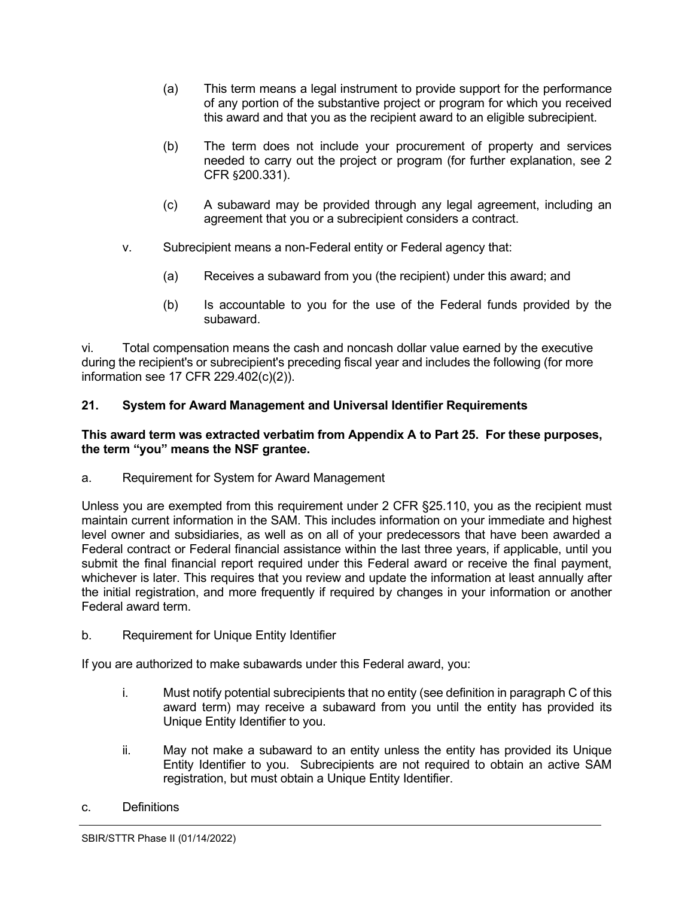(a) This term means a legal instrument to provide support for the performance of any portion of the substantive project or program for which you received this award and that you as the recipient award to an eligible subrecipient.

(b) The term does not include your procurement of property and services needed to carry out the project or program (for further explanation, see 2 CFR §200.331).

(c) A subaward may be provided through any legal agreement, including an agreement that you or a subrecipient considers a contract.

v. Subrecipient means a non-Federal entity or Federal agency that:

(a) Receives a subaward from you (the recipient) under this award; and

(b) Is accountable to you for the use of the Federal funds provided by the subaward.

vi. Total compensation means the cash and noncash dollar value earned by the executive during the recipient's or subrecipient's preceding fiscal year and includes the following (for more information see 17 CFR 229.402(c)(2)).

**21. System for Award Management and Universal Identifier Requirements**

**This award term was extracted verbatim from Appendix A to Part 25. For these purposes, the term "you" means the NSF grantee.**

a. Requirement for System for Award Management

Unless you are exempted from this requirement under 2 CFR §25.110, you as the recipient must maintain current information in the SAM. This includes information on your immediate and highest level owner and subsidiaries, as well as on all of your predecessors that have been awarded a Federal contract or Federal financial assistance within the last three years, if applicable, until you submit the final financial report required under this Federal award or receive the final payment, whichever is later. This requires that you review and update the information at least annually after the initial registration, and more frequently if required by changes in your information or another Federal award term.

b. Requirement for Unique Entity Identifier

If you are authorized to make subawards under this Federal award, you:

i. Must notify potential subrecipients that no entity (see definition in paragraph C of this award term) may receive a subaward from you until the entity has provided its Unique Entity Identifier to you.

ii. May not make a subaward to an entity unless the entity has provided its Unique Entity Identifier to you. Subrecipients are not required to obtain an active SAM registration, but must obtain a Unique Entity Identifier.

c. Definitions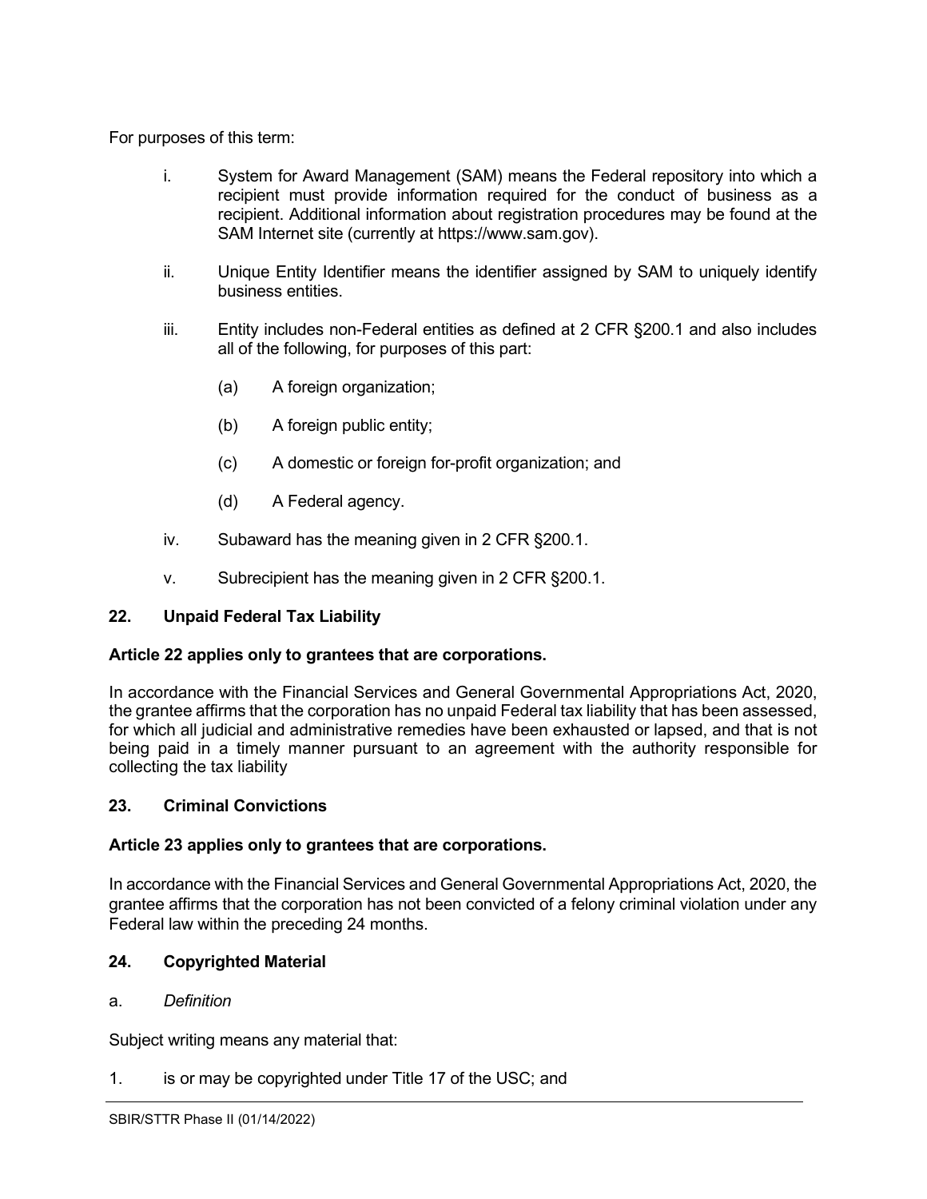For purposes of this term:

i. System for Award Management (SAM) means the Federal repository into which a recipient must provide information required for the conduct of business as a recipient. Additional information about registration procedures may be found at the SAM Internet site (currently at https://www.sam.gov).

ii. Unique Entity Identifier means the identifier assigned by SAM to uniquely identify business entities.

iii. Entity includes non-Federal entities as defined at 2 CFR §200.1 and also includes all of the following, for purposes of this part:

   (a) A foreign organization;

   (b) A foreign public entity;

   (c) A domestic or foreign for-profit organization; and

   (d) A Federal agency.

iv. Subaward has the meaning given in 2 CFR §200.1.

v. Subrecipient has the meaning given in 2 CFR §200.1.

## 22. Unpaid Federal Tax Liability

**Article 22 applies only to grantees that are corporations.**

In accordance with the Financial Services and General Governmental Appropriations Act, 2020, the grantee affirms that the corporation has no unpaid Federal tax liability that has been assessed, for which all judicial and administrative remedies have been exhausted or lapsed, and that is not being paid in a timely manner pursuant to an agreement with the authority responsible for collecting the tax liability

## 23. Criminal Convictions

**Article 23 applies only to grantees that are corporations.**

In accordance with the Financial Services and General Governmental Appropriations Act, 2020, the grantee affirms that the corporation has not been convicted of a felony criminal violation under any Federal law within the preceding 24 months.

## 24. Copyrighted Material

a. *Definition*

Subject writing means any material that:

1. is or may be copyrighted under Title 17 of the USC; and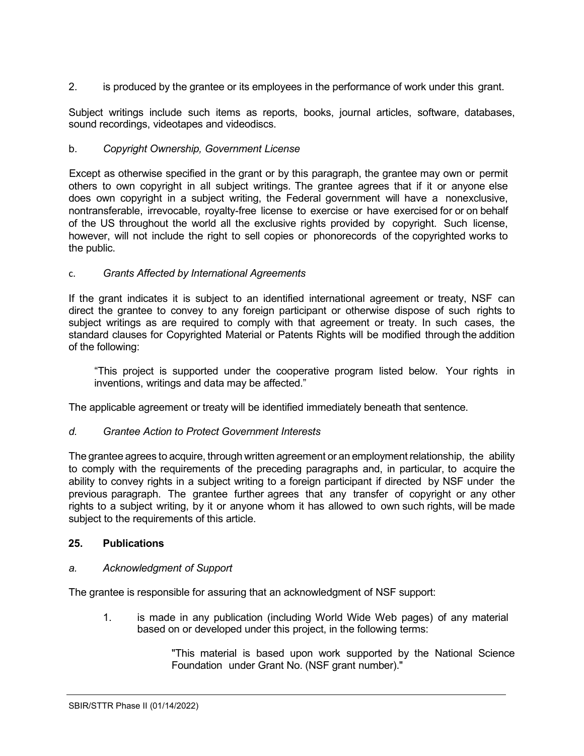2. is produced by the grantee or its employees in the performance of work under this grant.

Subject writings include such items as reports, books, journal articles, software, databases, sound recordings, videotapes and videodiscs.

b. *Copyright Ownership, Government License*

Except as otherwise specified in the grant or by this paragraph, the grantee may own or permit others to own copyright in all subject writings. The grantee agrees that if it or anyone else does own copyright in a subject writing, the Federal government will have a nonexclusive, nontransferable, irrevocable, royalty-free license to exercise or have exercised for or on behalf of the US throughout the world all the exclusive rights provided by copyright. Such license, however, will not include the right to sell copies or phonorecords of the copyrighted works to the public.

c. *Grants Affected by International Agreements*

If the grant indicates it is subject to an identified international agreement or treaty, NSF can direct the grantee to convey to any foreign participant or otherwise dispose of such rights to subject writings as are required to comply with that agreement or treaty. In such cases, the standard clauses for Copyrighted Material or Patents Rights will be modified through the addition of the following:

> "This project is supported under the cooperative program listed below. Your rights in inventions, writings and data may be affected."

The applicable agreement or treaty will be identified immediately beneath that sentence.

*d. Grantee Action to Protect Government Interests*

The grantee agrees to acquire, through written agreement or an employment relationship, the ability to comply with the requirements of the preceding paragraphs and, in particular, to acquire the ability to convey rights in a subject writing to a foreign participant if directed by NSF under the previous paragraph. The grantee further agrees that any transfer of copyright or any other rights to a subject writing, by it or anyone whom it has allowed to own such rights, will be made subject to the requirements of this article.

## 25. Publications

*a. Acknowledgment of Support*

The grantee is responsible for assuring that an acknowledgment of NSF support:

1. is made in any publication (including World Wide Web pages) of any material based on or developed under this project, in the following terms:

   > "This material is based upon work supported by the National Science Foundation under Grant No. (NSF grant number)."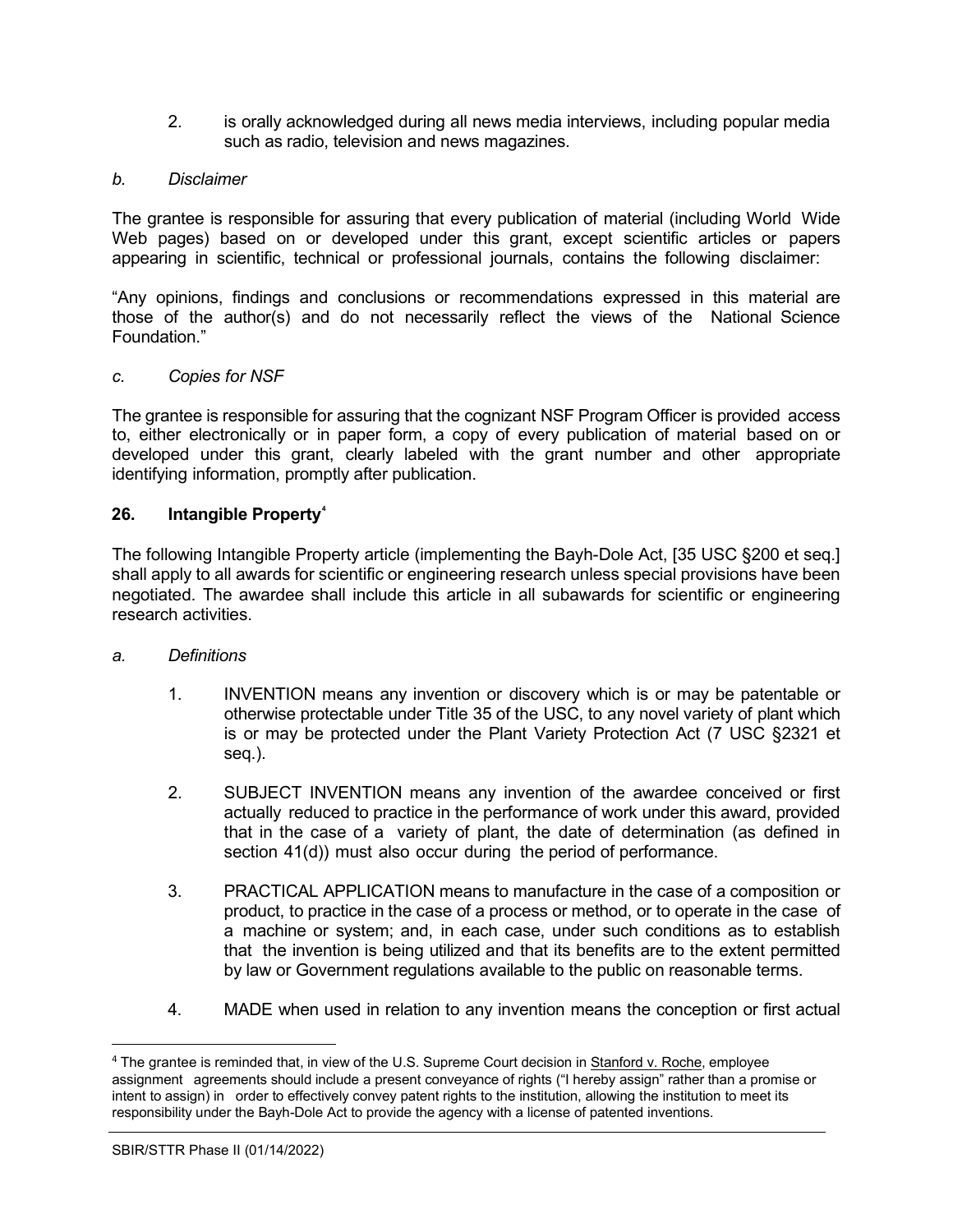2. is orally acknowledged during all news media interviews, including popular media such as radio, television and news magazines.

*b. Disclaimer*

The grantee is responsible for assuring that every publication of material (including World Wide Web pages) based on or developed under this grant, except scientific articles or papers appearing in scientific, technical or professional journals, contains the following disclaimer:

"Any opinions, findings and conclusions or recommendations expressed in this material are those of the author(s) and do not necessarily reflect the views of the National Science Foundation."

*c. Copies for NSF*

The grantee is responsible for assuring that the cognizant NSF Program Officer is provided access to, either electronically or in paper form, a copy of every publication of material based on or developed under this grant, clearly labeled with the grant number and other appropriate identifying information, promptly after publication.

## 26. Intangible Property[4]

The following Intangible Property article (implementing the Bayh-Dole Act, [35 USC §200 et seq.] shall apply to all awards for scientific or engineering research unless special provisions have been negotiated. The awardee shall include this article in all subawards for scientific or engineering research activities.

*a. Definitions*

1. INVENTION means any invention or discovery which is or may be patentable or otherwise protectable under Title 35 of the USC, to any novel variety of plant which is or may be protected under the Plant Variety Protection Act (7 USC §2321 et seq.).

2. SUBJECT INVENTION means any invention of the awardee conceived or first actually reduced to practice in the performance of work under this award, provided that in the case of a variety of plant, the date of determination (as defined in section 41(d)) must also occur during the period of performance.

3. PRACTICAL APPLICATION means to manufacture in the case of a composition or product, to practice in the case of a process or method, or to operate in the case of a machine or system; and, in each case, under such conditions as to establish that the invention is being utilized and that its benefits are to the extent permitted by law or Government regulations available to the public on reasonable terms.

4. MADE when used in relation to any invention means the conception or first actual

---

[4] The grantee is reminded that, in view of the U.S. Supreme Court decision in Stanford v. Roche, employee assignment agreements should include a present conveyance of rights ("I hereby assign" rather than a promise or intent to assign) in order to effectively convey patent rights to the institution, allowing the institution to meet its responsibility under the Bayh-Dole Act to provide the agency with a license of patented inventions.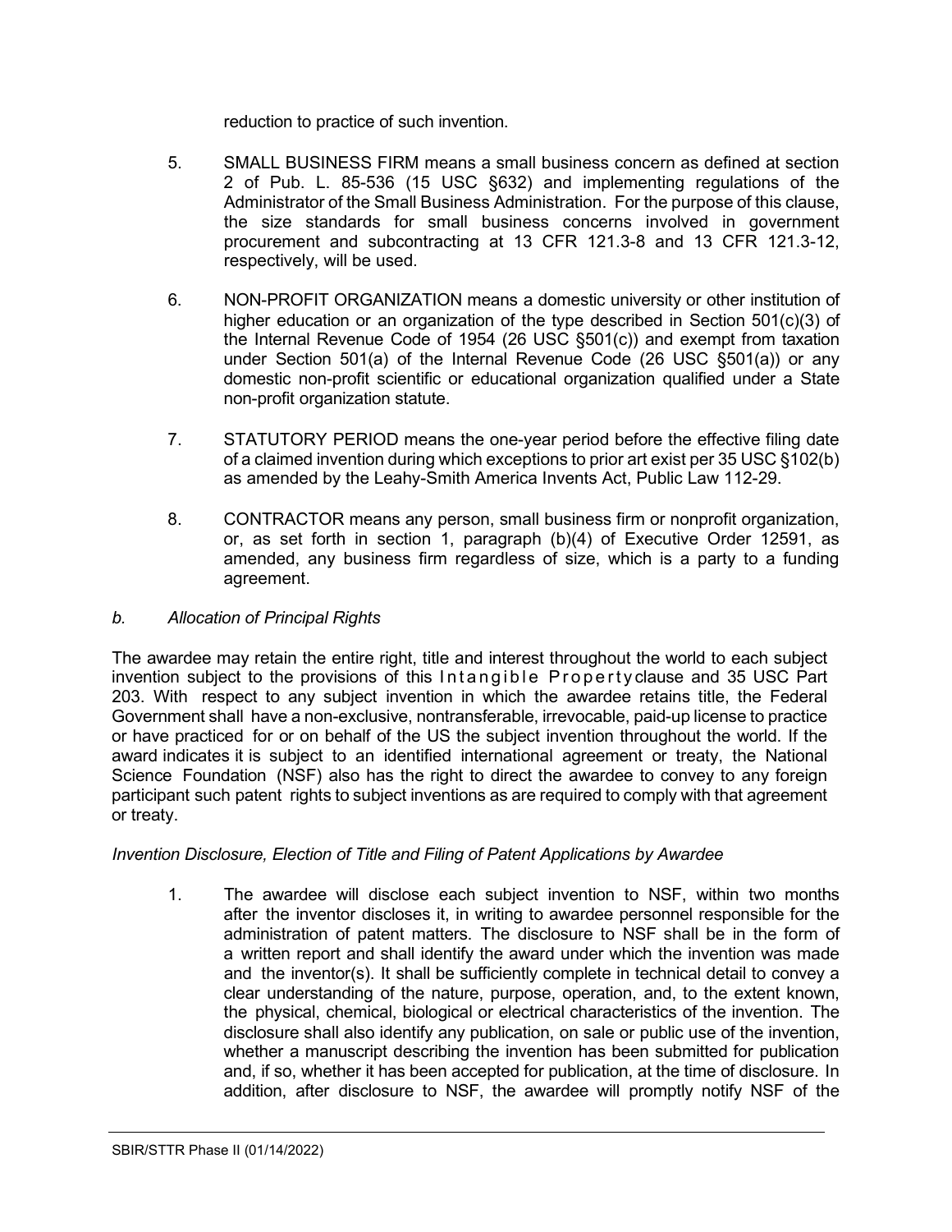reduction to practice of such invention.

5. SMALL BUSINESS FIRM means a small business concern as defined at section 2 of Pub. L. 85-536 (15 USC §632) and implementing regulations of the Administrator of the Small Business Administration. For the purpose of this clause, the size standards for small business concerns involved in government procurement and subcontracting at 13 CFR 121.3-8 and 13 CFR 121.3-12, respectively, will be used.

6. NON-PROFIT ORGANIZATION means a domestic university or other institution of higher education or an organization of the type described in Section 501(c)(3) of the Internal Revenue Code of 1954 (26 USC §501(c)) and exempt from taxation under Section 501(a) of the Internal Revenue Code (26 USC §501(a)) or any domestic non-profit scientific or educational organization qualified under a State non-profit organization statute.

7. STATUTORY PERIOD means the one-year period before the effective filing date of a claimed invention during which exceptions to prior art exist per 35 USC §102(b) as amended by the Leahy-Smith America Invents Act, Public Law 112-29.

8. CONTRACTOR means any person, small business firm or nonprofit organization, or, as set forth in section 1, paragraph (b)(4) of Executive Order 12591, as amended, any business firm regardless of size, which is a party to a funding agreement.

*b. Allocation of Principal Rights*

The awardee may retain the entire right, title and interest throughout the world to each subject invention subject to the provisions of this Intangible Property clause and 35 USC Part 203. With respect to any subject invention in which the awardee retains title, the Federal Government shall have a non-exclusive, nontransferable, irrevocable, paid-up license to practice or have practiced for or on behalf of the US the subject invention throughout the world. If the award indicates it is subject to an identified international agreement or treaty, the National Science Foundation (NSF) also has the right to direct the awardee to convey to any foreign participant such patent rights to subject inventions as are required to comply with that agreement or treaty.

*Invention Disclosure, Election of Title and Filing of Patent Applications by Awardee*

1. The awardee will disclose each subject invention to NSF, within two months after the inventor discloses it, in writing to awardee personnel responsible for the administration of patent matters. The disclosure to NSF shall be in the form of a written report and shall identify the award under which the invention was made and the inventor(s). It shall be sufficiently complete in technical detail to convey a clear understanding of the nature, purpose, operation, and, to the extent known, the physical, chemical, biological or electrical characteristics of the invention. The disclosure shall also identify any publication, on sale or public use of the invention, whether a manuscript describing the invention has been submitted for publication and, if so, whether it has been accepted for publication, at the time of disclosure. In addition, after disclosure to NSF, the awardee will promptly notify NSF of the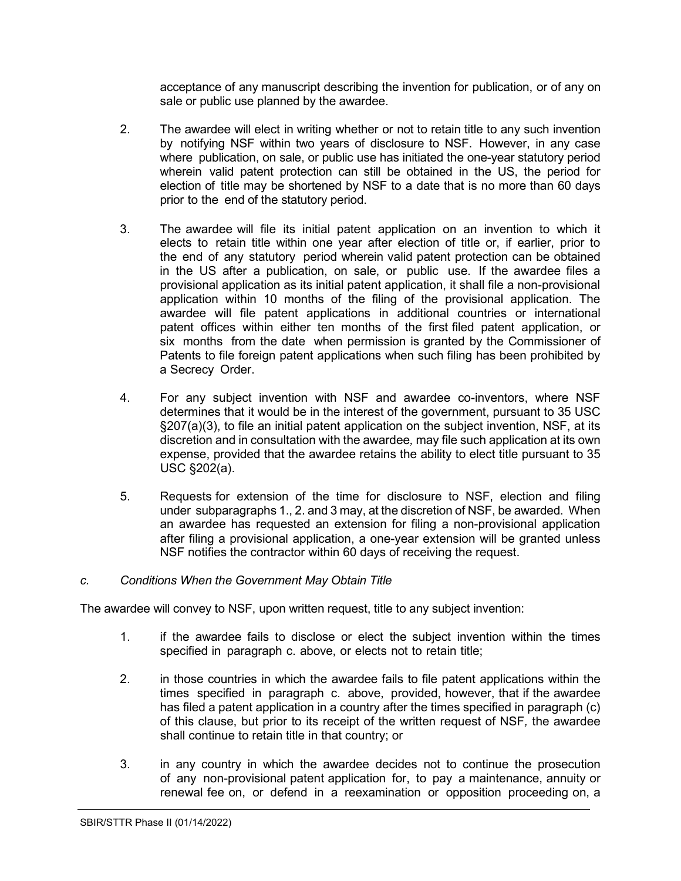acceptance of any manuscript describing the invention for publication, or of any on sale or public use planned by the awardee.

2. The awardee will elect in writing whether or not to retain title to any such invention by notifying NSF within two years of disclosure to NSF. However, in any case where publication, on sale, or public use has initiated the one-year statutory period wherein valid patent protection can still be obtained in the US, the period for election of title may be shortened by NSF to a date that is no more than 60 days prior to the end of the statutory period.

3. The awardee will file its initial patent application on an invention to which it elects to retain title within one year after election of title or, if earlier, prior to the end of any statutory period wherein valid patent protection can be obtained in the US after a publication, on sale, or public use. If the awardee files a provisional application as its initial patent application, it shall file a non-provisional application within 10 months of the filing of the provisional application. The awardee will file patent applications in additional countries or international patent offices within either ten months of the first filed patent application, or six months from the date when permission is granted by the Commissioner of Patents to file foreign patent applications when such filing has been prohibited by a Secrecy Order.

4. For any subject invention with NSF and awardee co-inventors, where NSF determines that it would be in the interest of the government, pursuant to 35 USC §207(a)(3), to file an initial patent application on the subject invention, NSF, at its discretion and in consultation with the awardee*,* may file such application at its own expense, provided that the awardee retains the ability to elect title pursuant to 35 USC §202(a).

5. Requests for extension of the time for disclosure to NSF, election and filing under subparagraphs 1., 2. and 3 may, at the discretion of NSF, be awarded. When an awardee has requested an extension for filing a non-provisional application after filing a provisional application, a one-year extension will be granted unless NSF notifies the contractor within 60 days of receiving the request.

*c. Conditions When the Government May Obtain Title*

The awardee will convey to NSF, upon written request, title to any subject invention:

1. if the awardee fails to disclose or elect the subject invention within the times specified in paragraph c. above, or elects not to retain title;

2. in those countries in which the awardee fails to file patent applications within the times specified in paragraph c. above, provided, however, that if the awardee has filed a patent application in a country after the times specified in paragraph (c) of this clause, but prior to its receipt of the written request of NSF*,* the awardee shall continue to retain title in that country; or

3. in any country in which the awardee decides not to continue the prosecution of any non-provisional patent application for, to pay a maintenance, annuity or renewal fee on, or defend in a reexamination or opposition proceeding on, a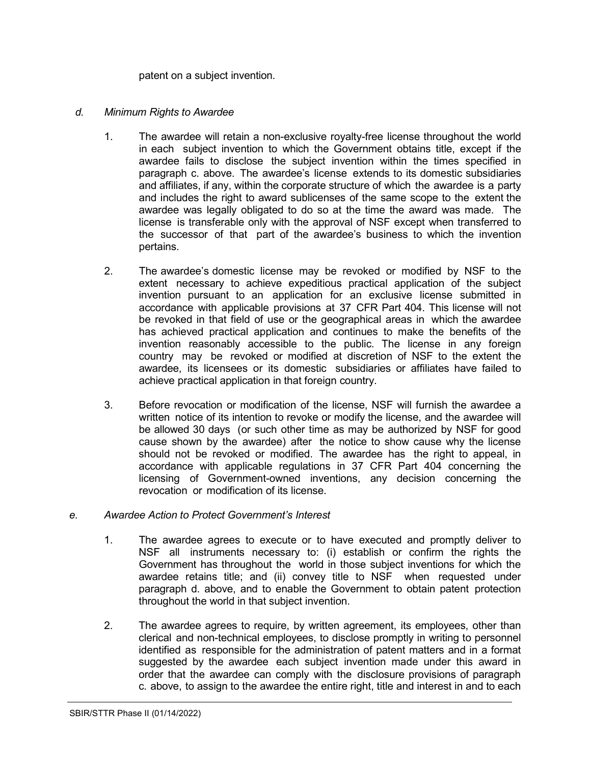patent on a subject invention.

*d. Minimum Rights to Awardee*

1. The awardee will retain a non-exclusive royalty-free license throughout the world in each subject invention to which the Government obtains title, except if the awardee fails to disclose the subject invention within the times specified in paragraph c. above. The awardee's license extends to its domestic subsidiaries and affiliates, if any, within the corporate structure of which the awardee is a party and includes the right to award sublicenses of the same scope to the extent the awardee was legally obligated to do so at the time the award was made. The license is transferable only with the approval of NSF except when transferred to the successor of that part of the awardee's business to which the invention pertains.

2. The awardee's domestic license may be revoked or modified by NSF to the extent necessary to achieve expeditious practical application of the subject invention pursuant to an application for an exclusive license submitted in accordance with applicable provisions at 37 CFR Part 404. This license will not be revoked in that field of use or the geographical areas in which the awardee has achieved practical application and continues to make the benefits of the invention reasonably accessible to the public. The license in any foreign country may be revoked or modified at discretion of NSF to the extent the awardee, its licensees or its domestic subsidiaries or affiliates have failed to achieve practical application in that foreign country.

3. Before revocation or modification of the license, NSF will furnish the awardee a written notice of its intention to revoke or modify the license, and the awardee will be allowed 30 days (or such other time as may be authorized by NSF for good cause shown by the awardee) after the notice to show cause why the license should not be revoked or modified. The awardee has the right to appeal, in accordance with applicable regulations in 37 CFR Part 404 concerning the licensing of Government-owned inventions, any decision concerning the revocation or modification of its license.

*e. Awardee Action to Protect Government's Interest*

1. The awardee agrees to execute or to have executed and promptly deliver to NSF all instruments necessary to: (i) establish or confirm the rights the Government has throughout the world in those subject inventions for which the awardee retains title; and (ii) convey title to NSF when requested under paragraph d. above, and to enable the Government to obtain patent protection throughout the world in that subject invention.

2. The awardee agrees to require, by written agreement, its employees, other than clerical and non-technical employees, to disclose promptly in writing to personnel identified as responsible for the administration of patent matters and in a format suggested by the awardee each subject invention made under this award in order that the awardee can comply with the disclosure provisions of paragraph c. above, to assign to the awardee the entire right, title and interest in and to each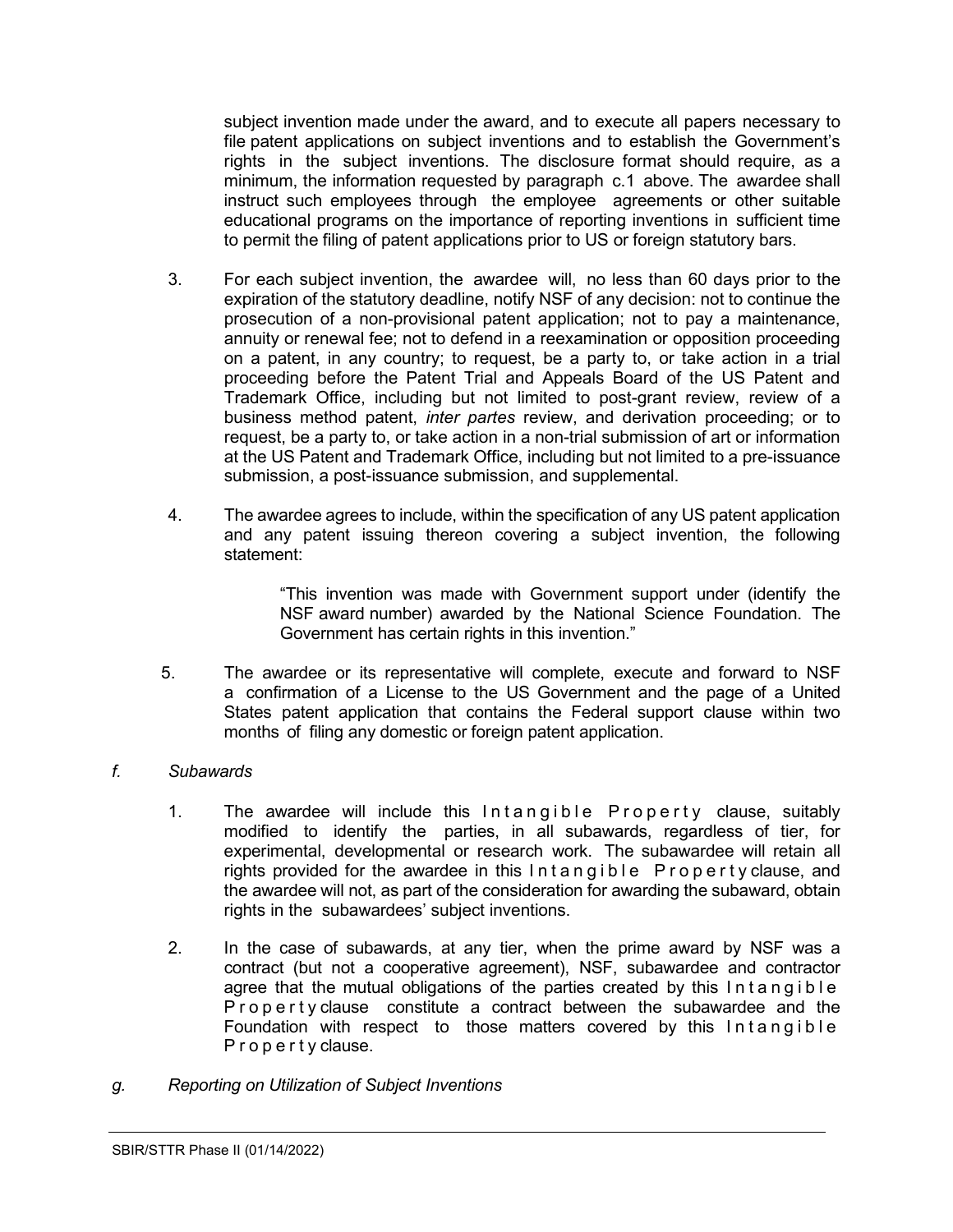subject invention made under the award, and to execute all papers necessary to file patent applications on subject inventions and to establish the Government's rights in the subject inventions. The disclosure format should require, as a minimum, the information requested by paragraph c.1 above. The awardee shall instruct such employees through the employee agreements or other suitable educational programs on the importance of reporting inventions in sufficient time to permit the filing of patent applications prior to US or foreign statutory bars.

3. For each subject invention, the awardee will, no less than 60 days prior to the expiration of the statutory deadline, notify NSF of any decision: not to continue the prosecution of a non-provisional patent application; not to pay a maintenance, annuity or renewal fee; not to defend in a reexamination or opposition proceeding on a patent, in any country; to request, be a party to, or take action in a trial proceeding before the Patent Trial and Appeals Board of the US Patent and Trademark Office, including but not limited to post-grant review, review of a business method patent, *inter partes* review, and derivation proceeding; or to request, be a party to, or take action in a non-trial submission of art or information at the US Patent and Trademark Office, including but not limited to a pre-issuance submission, a post-issuance submission, and supplemental.

4. The awardee agrees to include, within the specification of any US patent application and any patent issuing thereon covering a subject invention, the following statement:

> "This invention was made with Government support under (identify the NSF award number) awarded by the National Science Foundation. The Government has certain rights in this invention."

5. The awardee or its representative will complete, execute and forward to NSF a confirmation of a License to the US Government and the page of a United States patent application that contains the Federal support clause within two months of filing any domestic or foreign patent application.

*f. Subawards*

1. The awardee will include this Intangible Property clause, suitably modified to identify the parties, in all subawards, regardless of tier, for experimental, developmental or research work. The subawardee will retain all rights provided for the awardee in this Intangible Property clause, and the awardee will not, as part of the consideration for awarding the subaward, obtain rights in the subawardees' subject inventions.

2. In the case of subawards, at any tier, when the prime award by NSF was a contract (but not a cooperative agreement), NSF, subawardee and contractor agree that the mutual obligations of the parties created by this Intangible Property clause constitute a contract between the subawardee and the Foundation with respect to those matters covered by this Intangible Property clause.

*g. Reporting on Utilization of Subject Inventions*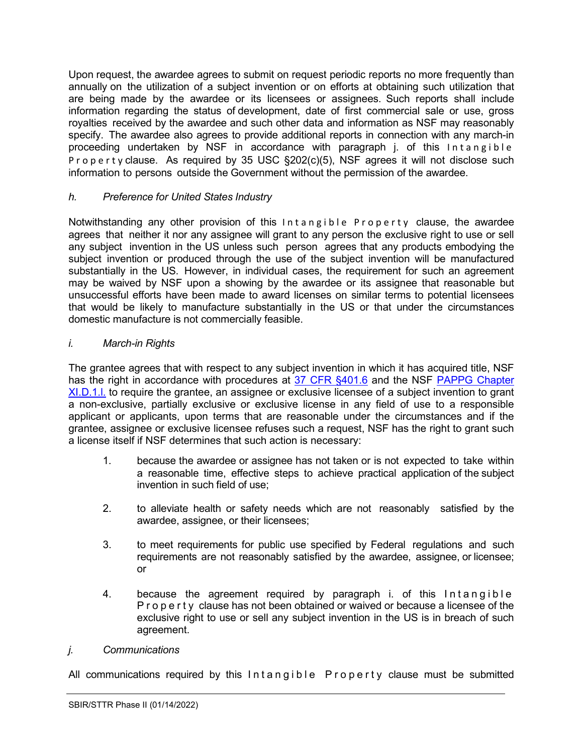Upon request, the awardee agrees to submit on request periodic reports no more frequently than annually on the utilization of a subject invention or on efforts at obtaining such utilization that are being made by the awardee or its licensees or assignees. Such reports shall include information regarding the status of development, date of first commercial sale or use, gross royalties received by the awardee and such other data and information as NSF may reasonably specify. The awardee also agrees to provide additional reports in connection with any march-in proceeding undertaken by NSF in accordance with paragraph j. of this Intangible Property clause. As required by 35 USC §202(c)(5), NSF agrees it will not disclose such information to persons outside the Government without the permission of the awardee.

*h. Preference for United States Industry*

Notwithstanding any other provision of this Intangible Property clause, the awardee agrees that neither it nor any assignee will grant to any person the exclusive right to use or sell any subject invention in the US unless such person agrees that any products embodying the subject invention or produced through the use of the subject invention will be manufactured substantially in the US. However, in individual cases, the requirement for such an agreement may be waived by NSF upon a showing by the awardee or its assignee that reasonable but unsuccessful efforts have been made to award licenses on similar terms to potential licensees that would be likely to manufacture substantially in the US or that under the circumstances domestic manufacture is not commercially feasible.

*i. March-in Rights*

The grantee agrees that with respect to any subject invention in which it has acquired title, NSF has the right in accordance with procedures at [37 CFR §401.6]() and the NSF [PAPPG Chapter XI.D.1.l.]() to require the grantee, an assignee or exclusive licensee of a subject invention to grant a non-exclusive, partially exclusive or exclusive license in any field of use to a responsible applicant or applicants, upon terms that are reasonable under the circumstances and if the grantee, assignee or exclusive licensee refuses such a request, NSF has the right to grant such a license itself if NSF determines that such action is necessary:

1. because the awardee or assignee has not taken or is not expected to take within a reasonable time, effective steps to achieve practical application of the subject invention in such field of use;

2. to alleviate health or safety needs which are not reasonably satisfied by the awardee, assignee, or their licensees;

3. to meet requirements for public use specified by Federal regulations and such requirements are not reasonably satisfied by the awardee, assignee, or licensee; or

4. because the agreement required by paragraph i. of this Intangible Property clause has not been obtained or waived or because a licensee of the exclusive right to use or sell any subject invention in the US is in breach of such agreement.

*j. Communications*

All communications required by this Intangible Property clause must be submitted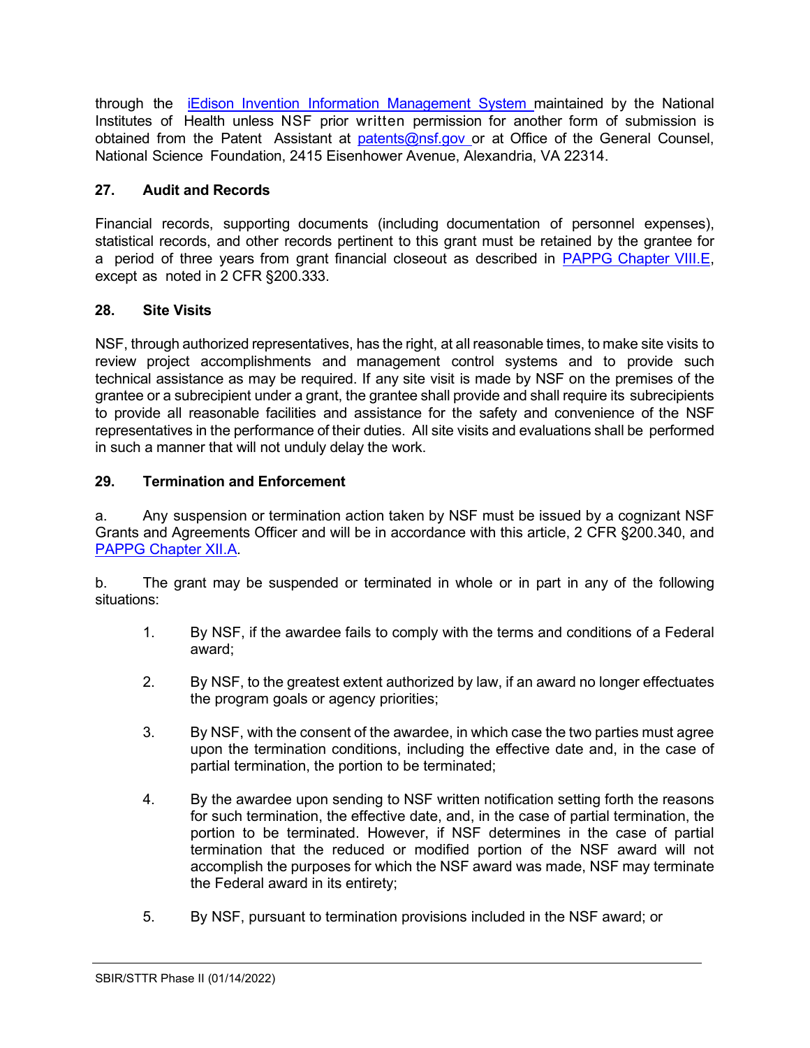through the iEdison Invention Information Management System maintained by the National Institutes of Health unless NSF prior written permission for another form of submission is obtained from the Patent Assistant at patents@nsf.gov or at Office of the General Counsel, National Science Foundation, 2415 Eisenhower Avenue, Alexandria, VA 22314.

**27. Audit and Records**

Financial records, supporting documents (including documentation of personnel expenses), statistical records, and other records pertinent to this grant must be retained by the grantee for a period of three years from grant financial closeout as described in PAPPG Chapter VIII.E, except as noted in 2 CFR §200.333.

**28. Site Visits**

NSF, through authorized representatives, has the right, at all reasonable times, to make site visits to review project accomplishments and management control systems and to provide such technical assistance as may be required. If any site visit is made by NSF on the premises of the grantee or a subrecipient under a grant, the grantee shall provide and shall require its subrecipients to provide all reasonable facilities and assistance for the safety and convenience of the NSF representatives in the performance of their duties. All site visits and evaluations shall be performed in such a manner that will not unduly delay the work.

**29. Termination and Enforcement**

a. Any suspension or termination action taken by NSF must be issued by a cognizant NSF Grants and Agreements Officer and will be in accordance with this article, 2 CFR §200.340, and PAPPG Chapter XII.A.

b. The grant may be suspended or terminated in whole or in part in any of the following situations:

1. By NSF, if the awardee fails to comply with the terms and conditions of a Federal award;

2. By NSF, to the greatest extent authorized by law, if an award no longer effectuates the program goals or agency priorities;

3. By NSF, with the consent of the awardee, in which case the two parties must agree upon the termination conditions, including the effective date and, in the case of partial termination, the portion to be terminated;

4. By the awardee upon sending to NSF written notification setting forth the reasons for such termination, the effective date, and, in the case of partial termination, the portion to be terminated. However, if NSF determines in the case of partial termination that the reduced or modified portion of the NSF award will not accomplish the purposes for which the NSF award was made, NSF may terminate the Federal award in its entirety;

5. By NSF, pursuant to termination provisions included in the NSF award; or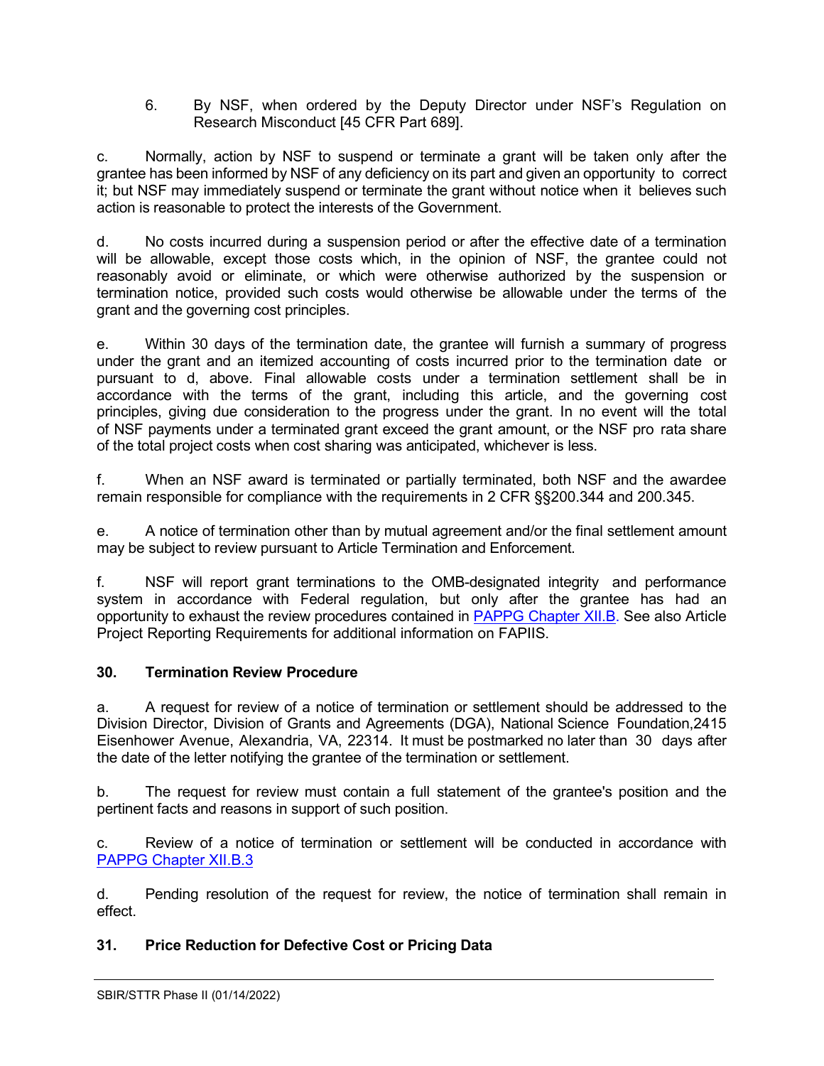6. By NSF, when ordered by the Deputy Director under NSF's Regulation on Research Misconduct [45 CFR Part 689].

c. Normally, action by NSF to suspend or terminate a grant will be taken only after the grantee has been informed by NSF of any deficiency on its part and given an opportunity to correct it; but NSF may immediately suspend or terminate the grant without notice when it believes such action is reasonable to protect the interests of the Government.

d. No costs incurred during a suspension period or after the effective date of a termination will be allowable, except those costs which, in the opinion of NSF, the grantee could not reasonably avoid or eliminate, or which were otherwise authorized by the suspension or termination notice, provided such costs would otherwise be allowable under the terms of the grant and the governing cost principles.

e. Within 30 days of the termination date, the grantee will furnish a summary of progress under the grant and an itemized accounting of costs incurred prior to the termination date or pursuant to d, above. Final allowable costs under a termination settlement shall be in accordance with the terms of the grant, including this article, and the governing cost principles, giving due consideration to the progress under the grant. In no event will the total of NSF payments under a terminated grant exceed the grant amount, or the NSF pro rata share of the total project costs when cost sharing was anticipated, whichever is less.

f. When an NSF award is terminated or partially terminated, both NSF and the awardee remain responsible for compliance with the requirements in 2 CFR §§200.344 and 200.345.

e. A notice of termination other than by mutual agreement and/or the final settlement amount may be subject to review pursuant to Article Termination and Enforcement.

f. NSF will report grant terminations to the OMB-designated integrity and performance system in accordance with Federal regulation, but only after the grantee has had an opportunity to exhaust the review procedures contained in [PAPPG Chapter XII.B](). See also Article Project Reporting Requirements for additional information on FAPIIS.

### 30. Termination Review Procedure

a. A request for review of a notice of termination or settlement should be addressed to the Division Director, Division of Grants and Agreements (DGA), National Science Foundation,2415 Eisenhower Avenue, Alexandria, VA, 22314. It must be postmarked no later than 30 days after the date of the letter notifying the grantee of the termination or settlement.

b. The request for review must contain a full statement of the grantee's position and the pertinent facts and reasons in support of such position.

c. Review of a notice of termination or settlement will be conducted in accordance with [PAPPG Chapter XII.B.3]()

d. Pending resolution of the request for review, the notice of termination shall remain in effect.

### 31. Price Reduction for Defective Cost or Pricing Data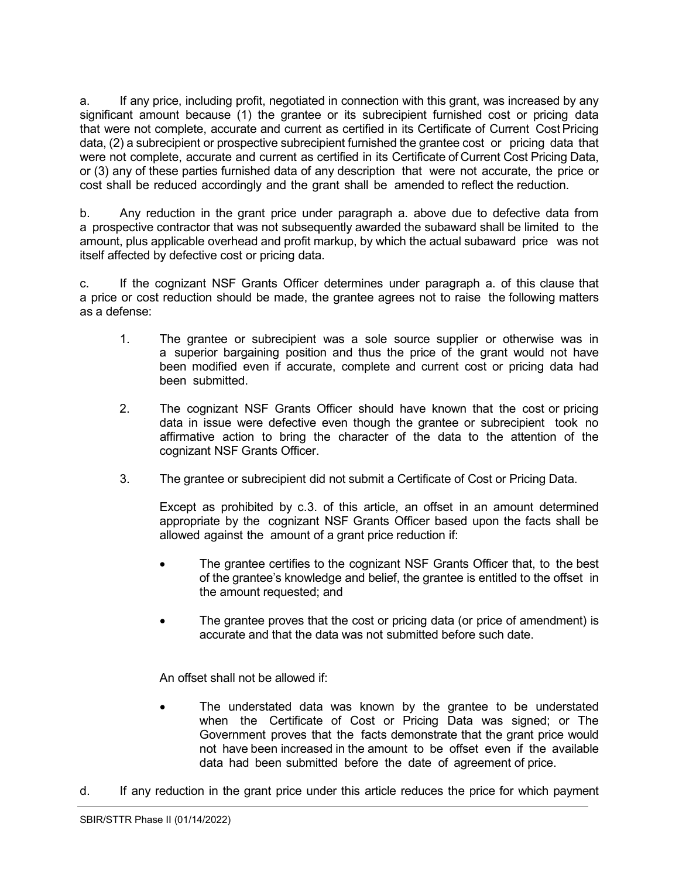a. If any price, including profit, negotiated in connection with this grant, was increased by any significant amount because (1) the grantee or its subrecipient furnished cost or pricing data that were not complete, accurate and current as certified in its Certificate of Current Cost Pricing data, (2) a subrecipient or prospective subrecipient furnished the grantee cost or pricing data that were not complete, accurate and current as certified in its Certificate of Current Cost Pricing Data, or (3) any of these parties furnished data of any description that were not accurate, the price or cost shall be reduced accordingly and the grant shall be amended to reflect the reduction.

b. Any reduction in the grant price under paragraph a. above due to defective data from a prospective contractor that was not subsequently awarded the subaward shall be limited to the amount, plus applicable overhead and profit markup, by which the actual subaward price was not itself affected by defective cost or pricing data.

c. If the cognizant NSF Grants Officer determines under paragraph a. of this clause that a price or cost reduction should be made, the grantee agrees not to raise the following matters as a defense:

1. The grantee or subrecipient was a sole source supplier or otherwise was in a superior bargaining position and thus the price of the grant would not have been modified even if accurate, complete and current cost or pricing data had been submitted.

2. The cognizant NSF Grants Officer should have known that the cost or pricing data in issue were defective even though the grantee or subrecipient took no affirmative action to bring the character of the data to the attention of the cognizant NSF Grants Officer.

3. The grantee or subrecipient did not submit a Certificate of Cost or Pricing Data.

   Except as prohibited by c.3. of this article, an offset in an amount determined appropriate by the cognizant NSF Grants Officer based upon the facts shall be allowed against the amount of a grant price reduction if:

   - The grantee certifies to the cognizant NSF Grants Officer that, to the best of the grantee's knowledge and belief, the grantee is entitled to the offset in the amount requested; and

   - The grantee proves that the cost or pricing data (or price of amendment) is accurate and that the data was not submitted before such date.

   An offset shall not be allowed if:

   - The understated data was known by the grantee to be understated when the Certificate of Cost or Pricing Data was signed; or The Government proves that the facts demonstrate that the grant price would not have been increased in the amount to be offset even if the available data had been submitted before the date of agreement of price.

d. If any reduction in the grant price under this article reduces the price for which payment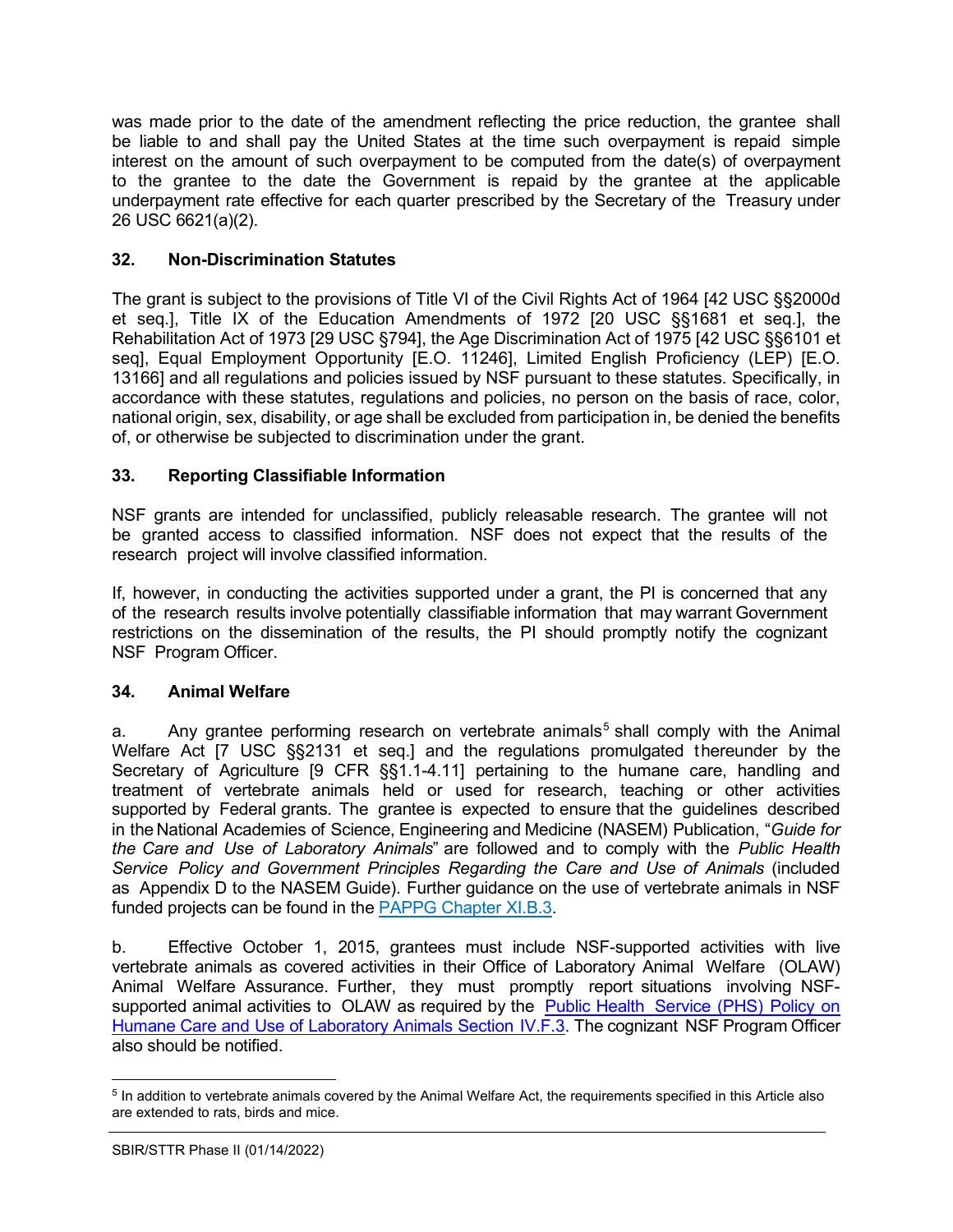was made prior to the date of the amendment reflecting the price reduction, the grantee shall be liable to and shall pay the United States at the time such overpayment is repaid simple interest on the amount of such overpayment to be computed from the date(s) of overpayment to the grantee to the date the Government is repaid by the grantee at the applicable underpayment rate effective for each quarter prescribed by the Secretary of the Treasury under 26 USC 6621(a)(2).

### 32. Non-Discrimination Statutes

The grant is subject to the provisions of Title VI of the Civil Rights Act of 1964 [42 USC §§2000d et seq.], Title IX of the Education Amendments of 1972 [20 USC §§1681 et seq.], the Rehabilitation Act of 1973 [29 USC §794], the Age Discrimination Act of 1975 [42 USC §§6101 et seq], Equal Employment Opportunity [E.O. 11246], Limited English Proficiency (LEP) [E.O. 13166] and all regulations and policies issued by NSF pursuant to these statutes. Specifically, in accordance with these statutes, regulations and policies, no person on the basis of race, color, national origin, sex, disability, or age shall be excluded from participation in, be denied the benefits of, or otherwise be subjected to discrimination under the grant.

### 33. Reporting Classifiable Information

NSF grants are intended for unclassified, publicly releasable research. The grantee will not be granted access to classified information. NSF does not expect that the results of the research project will involve classified information.

If, however, in conducting the activities supported under a grant, the PI is concerned that any of the research results involve potentially classifiable information that may warrant Government restrictions on the dissemination of the results, the PI should promptly notify the cognizant NSF Program Officer.

### 34. Animal Welfare

a. Any grantee performing research on vertebrate animals[5] shall comply with the Animal Welfare Act [7 USC §§2131 et seq.] and the regulations promulgated thereunder by the Secretary of Agriculture [9 CFR §§1.1-4.11] pertaining to the humane care, handling and treatment of vertebrate animals held or used for research, teaching or other activities supported by Federal grants. The grantee is expected to ensure that the guidelines described in the National Academies of Science, Engineering and Medicine (NASEM) Publication, "*Guide for the Care and Use of Laboratory Animals*" are followed and to comply with the *Public Health Service Policy and Government Principles Regarding the Care and Use of Animals* (included as Appendix D to the NASEM Guide). Further guidance on the use of vertebrate animals in NSF funded projects can be found in the PAPPG Chapter XI.B.3.

b. Effective October 1, 2015, grantees must include NSF-supported activities with live vertebrate animals as covered activities in their Office of Laboratory Animal Welfare (OLAW) Animal Welfare Assurance. Further, they must promptly report situations involving NSF-supported animal activities to OLAW as required by the Public Health Service (PHS) Policy on Humane Care and Use of Laboratory Animals Section IV.F.3. The cognizant NSF Program Officer also should be notified.

---

[5] In addition to vertebrate animals covered by the Animal Welfare Act, the requirements specified in this Article also are extended to rats, birds and mice.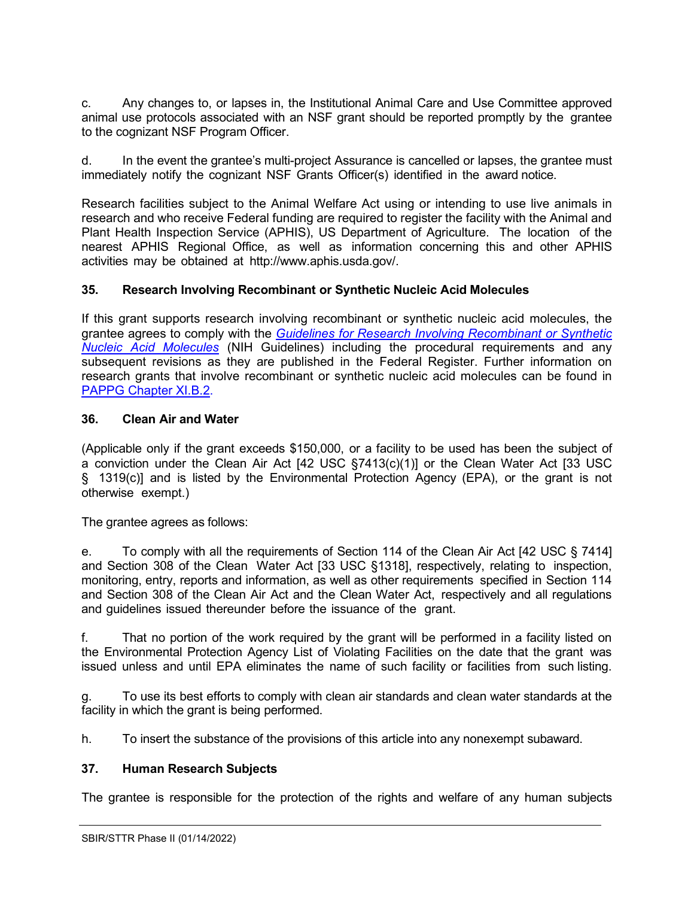c. Any changes to, or lapses in, the Institutional Animal Care and Use Committee approved animal use protocols associated with an NSF grant should be reported promptly by the grantee to the cognizant NSF Program Officer.

d. In the event the grantee's multi-project Assurance is cancelled or lapses, the grantee must immediately notify the cognizant NSF Grants Officer(s) identified in the award notice.

Research facilities subject to the Animal Welfare Act using or intending to use live animals in research and who receive Federal funding are required to register the facility with the Animal and Plant Health Inspection Service (APHIS), US Department of Agriculture. The location of the nearest APHIS Regional Office, as well as information concerning this and other APHIS activities may be obtained at http://www.aphis.usda.gov/.

### 35. Research Involving Recombinant or Synthetic Nucleic Acid Molecules

If this grant supports research involving recombinant or synthetic nucleic acid molecules, the grantee agrees to comply with the *Guidelines for Research Involving Recombinant or Synthetic Nucleic Acid Molecules* (NIH Guidelines) including the procedural requirements and any subsequent revisions as they are published in the Federal Register. Further information on research grants that involve recombinant or synthetic nucleic acid molecules can be found in PAPPG Chapter XI.B.2.

### 36. Clean Air and Water

(Applicable only if the grant exceeds $150,000, or a facility to be used has been the subject of a conviction under the Clean Air Act [42 USC §7413(c)(1)] or the Clean Water Act [33 USC § 1319(c)] and is listed by the Environmental Protection Agency (EPA), or the grant is not otherwise exempt.)

The grantee agrees as follows:

e. To comply with all the requirements of Section 114 of the Clean Air Act [42 USC § 7414] and Section 308 of the Clean Water Act [33 USC §1318], respectively, relating to inspection, monitoring, entry, reports and information, as well as other requirements specified in Section 114 and Section 308 of the Clean Air Act and the Clean Water Act, respectively and all regulations and guidelines issued thereunder before the issuance of the grant.

f. That no portion of the work required by the grant will be performed in a facility listed on the Environmental Protection Agency List of Violating Facilities on the date that the grant was issued unless and until EPA eliminates the name of such facility or facilities from such listing.

g. To use its best efforts to comply with clean air standards and clean water standards at the facility in which the grant is being performed.

h. To insert the substance of the provisions of this article into any nonexempt subaward.

### 37. Human Research Subjects

The grantee is responsible for the protection of the rights and welfare of any human subjects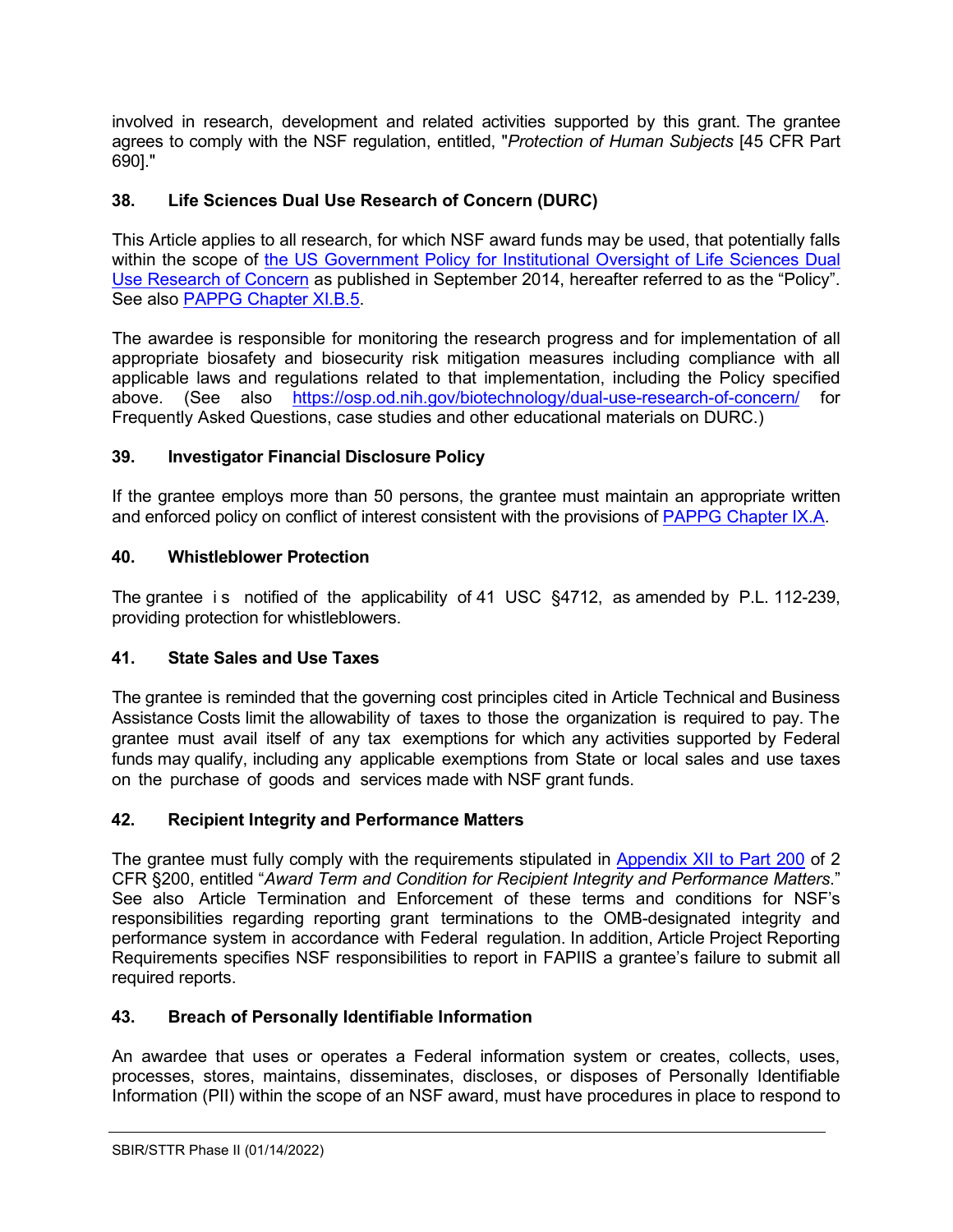involved in research, development and related activities supported by this grant. The grantee agrees to comply with the NSF regulation, entitled, "*Protection of Human Subjects* [45 CFR Part 690]."

### 38. Life Sciences Dual Use Research of Concern (DURC)

This Article applies to all research, for which NSF award funds may be used, that potentially falls within the scope of the US Government Policy for Institutional Oversight of Life Sciences Dual Use Research of Concern as published in September 2014, hereafter referred to as the "Policy". See also PAPPG Chapter XI.B.5.

The awardee is responsible for monitoring the research progress and for implementation of all appropriate biosafety and biosecurity risk mitigation measures including compliance with all applicable laws and regulations related to that implementation, including the Policy specified above. (See also https://osp.od.nih.gov/biotechnology/dual-use-research-of-concern/ for Frequently Asked Questions, case studies and other educational materials on DURC.)

### 39. Investigator Financial Disclosure Policy

If the grantee employs more than 50 persons, the grantee must maintain an appropriate written and enforced policy on conflict of interest consistent with the provisions of PAPPG Chapter IX.A.

### 40. Whistleblower Protection

The grantee is notified of the applicability of 41 USC §4712, as amended by P.L. 112-239, providing protection for whistleblowers.

### 41. State Sales and Use Taxes

The grantee is reminded that the governing cost principles cited in Article Technical and Business Assistance Costs limit the allowability of taxes to those the organization is required to pay. The grantee must avail itself of any tax exemptions for which any activities supported by Federal funds may qualify, including any applicable exemptions from State or local sales and use taxes on the purchase of goods and services made with NSF grant funds.

### 42. Recipient Integrity and Performance Matters

The grantee must fully comply with the requirements stipulated in Appendix XII to Part 200 of 2 CFR §200, entitled "*Award Term and Condition for Recipient Integrity and Performance Matters*." See also Article Termination and Enforcement of these terms and conditions for NSF's responsibilities regarding reporting grant terminations to the OMB-designated integrity and performance system in accordance with Federal regulation. In addition, Article Project Reporting Requirements specifies NSF responsibilities to report in FAPIIS a grantee's failure to submit all required reports.

### 43. Breach of Personally Identifiable Information

An awardee that uses or operates a Federal information system or creates, collects, uses, processes, stores, maintains, disseminates, discloses, or disposes of Personally Identifiable Information (PII) within the scope of an NSF award, must have procedures in place to respond to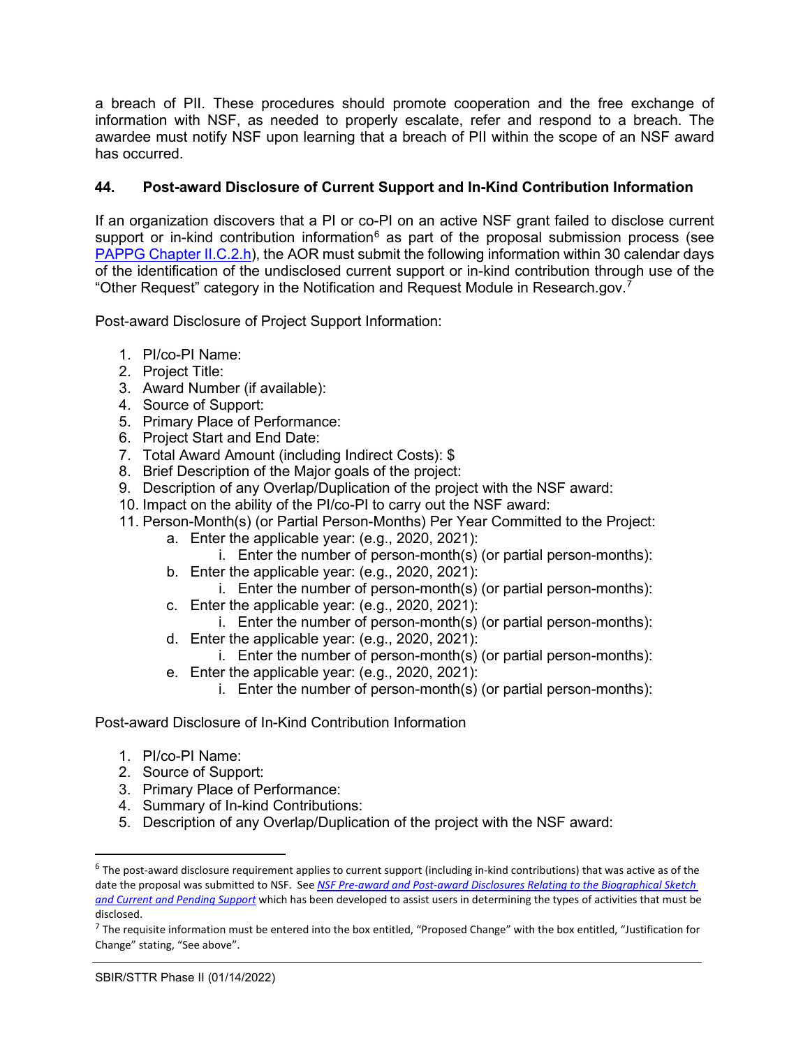a breach of PII. These procedures should promote cooperation and the free exchange of information with NSF, as needed to properly escalate, refer and respond to a breach. The awardee must notify NSF upon learning that a breach of PII within the scope of an NSF award has occurred.

## 44. Post-award Disclosure of Current Support and In-Kind Contribution Information

If an organization discovers that a PI or co-PI on an active NSF grant failed to disclose current support or in-kind contribution information[6] as part of the proposal submission process (see PAPPG Chapter II.C.2.h), the AOR must submit the following information within 30 calendar days of the identification of the undisclosed current support or in-kind contribution through use of the "Other Request" category in the Notification and Request Module in Research.gov.[7]

Post-award Disclosure of Project Support Information:

1. PI/co-PI Name:
2. Project Title:
3. Award Number (if available):
4. Source of Support:
5. Primary Place of Performance:
6. Project Start and End Date:
7. Total Award Amount (including Indirect Costs): $
8. Brief Description of the Major goals of the project:
9. Description of any Overlap/Duplication of the project with the NSF award:
10. Impact on the ability of the PI/co-PI to carry out the NSF award:
11. Person-Month(s) (or Partial Person-Months) Per Year Committed to the Project:
    a. Enter the applicable year: (e.g., 2020, 2021):
        i. Enter the number of person-month(s) (or partial person-months):
    b. Enter the applicable year: (e.g., 2020, 2021):
        i. Enter the number of person-month(s) (or partial person-months):
    c. Enter the applicable year: (e.g., 2020, 2021):
        i. Enter the number of person-month(s) (or partial person-months):
    d. Enter the applicable year: (e.g., 2020, 2021):
        i. Enter the number of person-month(s) (or partial person-months):
    e. Enter the applicable year: (e.g., 2020, 2021):
        i. Enter the number of person-month(s) (or partial person-months):

Post-award Disclosure of In-Kind Contribution Information

1. PI/co-PI Name:
2. Source of Support:
3. Primary Place of Performance:
4. Summary of In-kind Contributions:
5. Description of any Overlap/Duplication of the project with the NSF award:

---

[6] The post-award disclosure requirement applies to current support (including in-kind contributions) that was active as of the date the proposal was submitted to NSF. See *NSF Pre-award and Post-award Disclosures Relating to the Biographical Sketch and Current and Pending Support* which has been developed to assist users in determining the types of activities that must be disclosed.

[7] The requisite information must be entered into the box entitled, "Proposed Change" with the box entitled, "Justification for Change" stating, "See above".

SBIR/STTR Phase II (01/14/2022)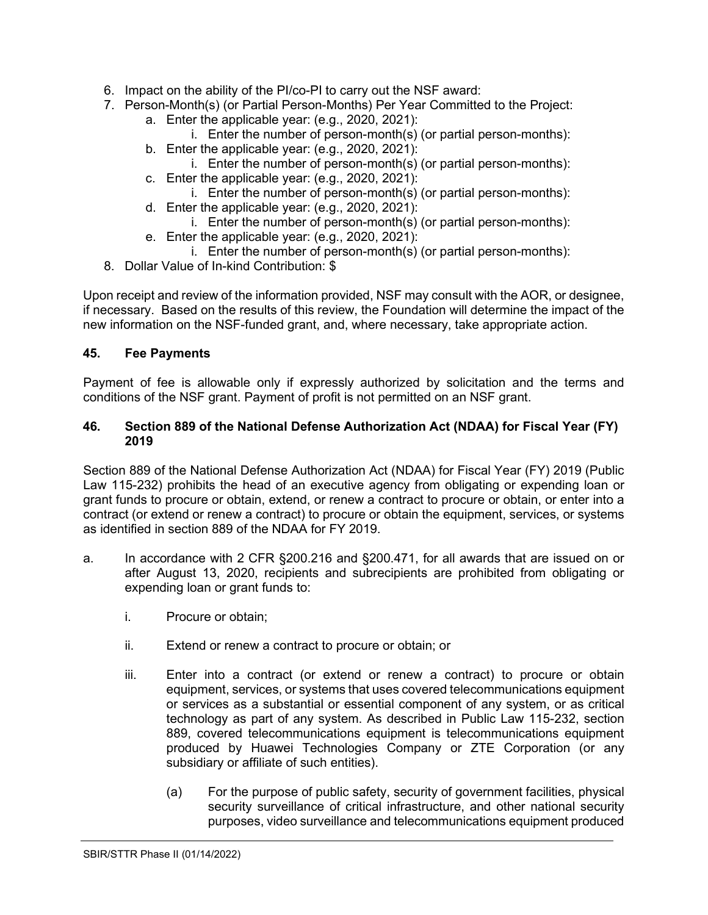6. Impact on the ability of the PI/co-PI to carry out the NSF award:
7. Person-Month(s) (or Partial Person-Months) Per Year Committed to the Project:
    a. Enter the applicable year: (e.g., 2020, 2021):
        i. Enter the number of person-month(s) (or partial person-months):
    b. Enter the applicable year: (e.g., 2020, 2021):
        i. Enter the number of person-month(s) (or partial person-months):
    c. Enter the applicable year: (e.g., 2020, 2021):
        i. Enter the number of person-month(s) (or partial person-months):
    d. Enter the applicable year: (e.g., 2020, 2021):
        i. Enter the number of person-month(s) (or partial person-months):
    e. Enter the applicable year: (e.g., 2020, 2021):
        i. Enter the number of person-month(s) (or partial person-months):
8. Dollar Value of In-kind Contribution: $

Upon receipt and review of the information provided, NSF may consult with the AOR, or designee, if necessary. Based on the results of this review, the Foundation will determine the impact of the new information on the NSF-funded grant, and, where necessary, take appropriate action.

## 45. Fee Payments

Payment of fee is allowable only if expressly authorized by solicitation and the terms and conditions of the NSF grant. Payment of profit is not permitted on an NSF grant.

## 46. Section 889 of the National Defense Authorization Act (NDAA) for Fiscal Year (FY) 2019

Section 889 of the National Defense Authorization Act (NDAA) for Fiscal Year (FY) 2019 (Public Law 115-232) prohibits the head of an executive agency from obligating or expending loan or grant funds to procure or obtain, extend, or renew a contract to procure or obtain, or enter into a contract (or extend or renew a contract) to procure or obtain the equipment, services, or systems as identified in section 889 of the NDAA for FY 2019.

a. In accordance with 2 CFR §200.216 and §200.471, for all awards that are issued on or after August 13, 2020, recipients and subrecipients are prohibited from obligating or expending loan or grant funds to:

    i. Procure or obtain;

    ii. Extend or renew a contract to procure or obtain; or

    iii. Enter into a contract (or extend or renew a contract) to procure or obtain equipment, services, or systems that uses covered telecommunications equipment or services as a substantial or essential component of any system, or as critical technology as part of any system. As described in Public Law 115-232, section 889, covered telecommunications equipment is telecommunications equipment produced by Huawei Technologies Company or ZTE Corporation (or any subsidiary or affiliate of such entities).

        (a) For the purpose of public safety, security of government facilities, physical security surveillance of critical infrastructure, and other national security purposes, video surveillance and telecommunications equipment produced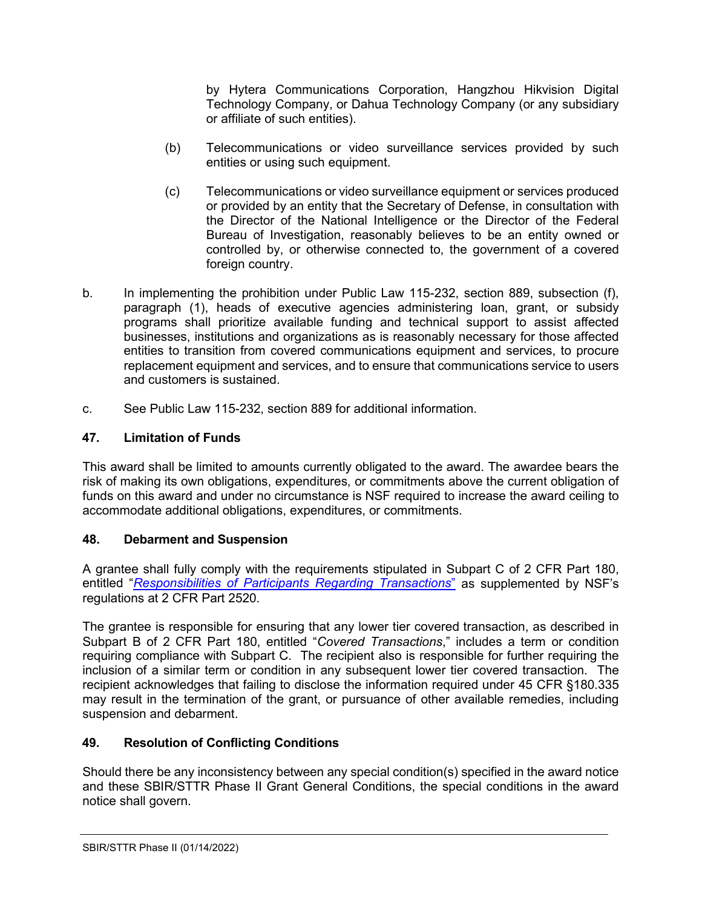by Hytera Communications Corporation, Hangzhou Hikvision Digital Technology Company, or Dahua Technology Company (or any subsidiary or affiliate of such entities).

(b) Telecommunications or video surveillance services provided by such entities or using such equipment.

(c) Telecommunications or video surveillance equipment or services produced or provided by an entity that the Secretary of Defense, in consultation with the Director of the National Intelligence or the Director of the Federal Bureau of Investigation, reasonably believes to be an entity owned or controlled by, or otherwise connected to, the government of a covered foreign country.

b. In implementing the prohibition under Public Law 115-232, section 889, subsection (f), paragraph (1), heads of executive agencies administering loan, grant, or subsidy programs shall prioritize available funding and technical support to assist affected businesses, institutions and organizations as is reasonably necessary for those affected entities to transition from covered communications equipment and services, to procure replacement equipment and services, and to ensure that communications service to users and customers is sustained.

c. See Public Law 115-232, section 889 for additional information.

## 47. Limitation of Funds

This award shall be limited to amounts currently obligated to the award. The awardee bears the risk of making its own obligations, expenditures, or commitments above the current obligation of funds on this award and under no circumstance is NSF required to increase the award ceiling to accommodate additional obligations, expenditures, or commitments.

## 48. Debarment and Suspension

A grantee shall fully comply with the requirements stipulated in Subpart C of 2 CFR Part 180, entitled "*Responsibilities of Participants Regarding Transactions*" as supplemented by NSF's regulations at 2 CFR Part 2520.

The grantee is responsible for ensuring that any lower tier covered transaction, as described in Subpart B of 2 CFR Part 180, entitled "*Covered Transactions*," includes a term or condition requiring compliance with Subpart C. The recipient also is responsible for further requiring the inclusion of a similar term or condition in any subsequent lower tier covered transaction. The recipient acknowledges that failing to disclose the information required under 45 CFR §180.335 may result in the termination of the grant, or pursuance of other available remedies, including suspension and debarment.

## 49. Resolution of Conflicting Conditions

Should there be any inconsistency between any special condition(s) specified in the award notice and these SBIR/STTR Phase II Grant General Conditions, the special conditions in the award notice shall govern.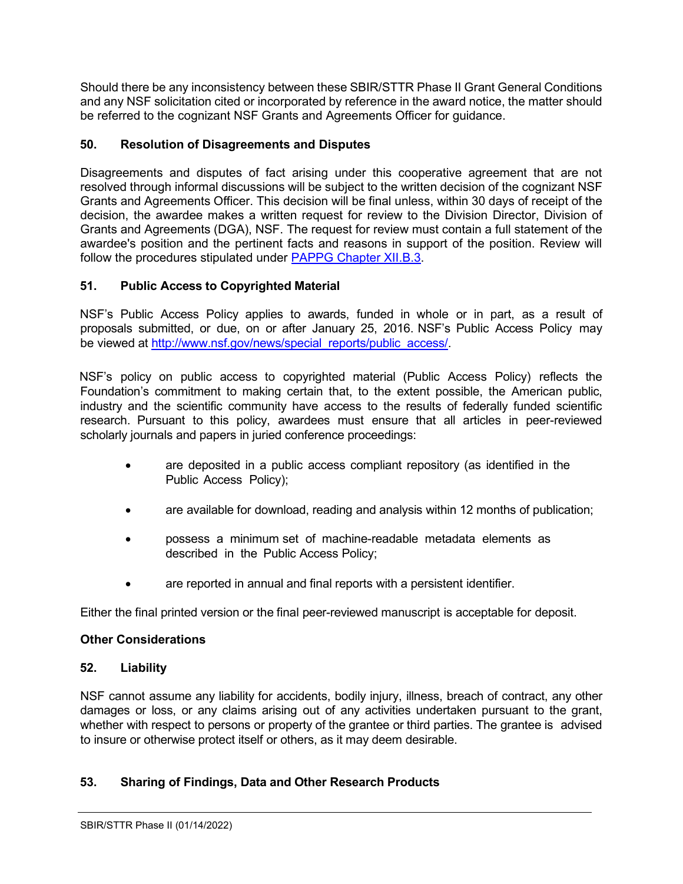Should there be any inconsistency between these SBIR/STTR Phase II Grant General Conditions and any NSF solicitation cited or incorporated by reference in the award notice, the matter should be referred to the cognizant NSF Grants and Agreements Officer for guidance.

### 50. Resolution of Disagreements and Disputes

Disagreements and disputes of fact arising under this cooperative agreement that are not resolved through informal discussions will be subject to the written decision of the cognizant NSF Grants and Agreements Officer. This decision will be final unless, within 30 days of receipt of the decision, the awardee makes a written request for review to the Division Director, Division of Grants and Agreements (DGA), NSF. The request for review must contain a full statement of the awardee's position and the pertinent facts and reasons in support of the position. Review will follow the procedures stipulated under [PAPPG Chapter XII.B.3](PAPPG Chapter XII.B.3).

### 51. Public Access to Copyrighted Material

NSF's Public Access Policy applies to awards, funded in whole or in part, as a result of proposals submitted, or due, on or after January 25, 2016. NSF's Public Access Policy may be viewed at [http://www.nsf.gov/news/special_reports/public_access/](http://www.nsf.gov/news/special_reports/public_access/).

NSF's policy on public access to copyrighted material (Public Access Policy) reflects the Foundation's commitment to making certain that, to the extent possible, the American public, industry and the scientific community have access to the results of federally funded scientific research. Pursuant to this policy, awardees must ensure that all articles in peer-reviewed scholarly journals and papers in juried conference proceedings:

- are deposited in a public access compliant repository (as identified in the Public Access Policy);
- are available for download, reading and analysis within 12 months of publication;
- possess a minimum set of machine-readable metadata elements as described in the Public Access Policy;
- are reported in annual and final reports with a persistent identifier.

Either the final printed version or the final peer-reviewed manuscript is acceptable for deposit.

## Other Considerations

### 52. Liability

NSF cannot assume any liability for accidents, bodily injury, illness, breach of contract, any other damages or loss, or any claims arising out of any activities undertaken pursuant to the grant, whether with respect to persons or property of the grantee or third parties. The grantee is advised to insure or otherwise protect itself or others, as it may deem desirable.

### 53. Sharing of Findings, Data and Other Research Products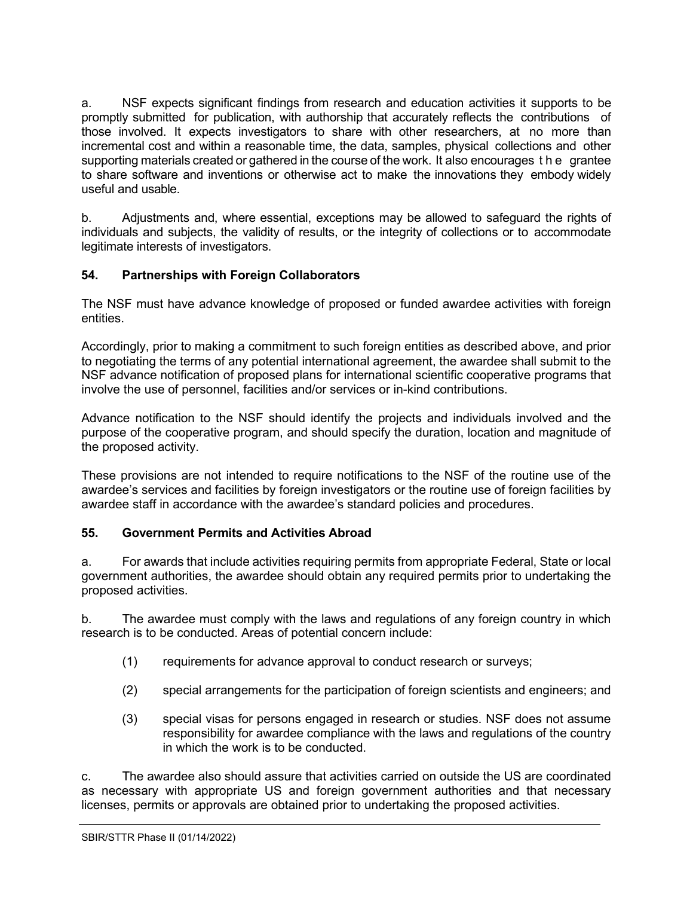a. NSF expects significant findings from research and education activities it supports to be promptly submitted for publication, with authorship that accurately reflects the contributions of those involved. It expects investigators to share with other researchers, at no more than incremental cost and within a reasonable time, the data, samples, physical collections and other supporting materials created or gathered in the course of the work. It also encourages the grantee to share software and inventions or otherwise act to make the innovations they embody widely useful and usable.

b. Adjustments and, where essential, exceptions may be allowed to safeguard the rights of individuals and subjects, the validity of results, or the integrity of collections or to accommodate legitimate interests of investigators.

## 54. Partnerships with Foreign Collaborators

The NSF must have advance knowledge of proposed or funded awardee activities with foreign entities.

Accordingly, prior to making a commitment to such foreign entities as described above, and prior to negotiating the terms of any potential international agreement, the awardee shall submit to the NSF advance notification of proposed plans for international scientific cooperative programs that involve the use of personnel, facilities and/or services or in-kind contributions.

Advance notification to the NSF should identify the projects and individuals involved and the purpose of the cooperative program, and should specify the duration, location and magnitude of the proposed activity.

These provisions are not intended to require notifications to the NSF of the routine use of the awardee's services and facilities by foreign investigators or the routine use of foreign facilities by awardee staff in accordance with the awardee's standard policies and procedures.

## 55. Government Permits and Activities Abroad

a. For awards that include activities requiring permits from appropriate Federal, State or local government authorities, the awardee should obtain any required permits prior to undertaking the proposed activities.

b. The awardee must comply with the laws and regulations of any foreign country in which research is to be conducted. Areas of potential concern include:

(1) requirements for advance approval to conduct research or surveys;

(2) special arrangements for the participation of foreign scientists and engineers; and

(3) special visas for persons engaged in research or studies. NSF does not assume responsibility for awardee compliance with the laws and regulations of the country in which the work is to be conducted.

c. The awardee also should assure that activities carried on outside the US are coordinated as necessary with appropriate US and foreign government authorities and that necessary licenses, permits or approvals are obtained prior to undertaking the proposed activities.